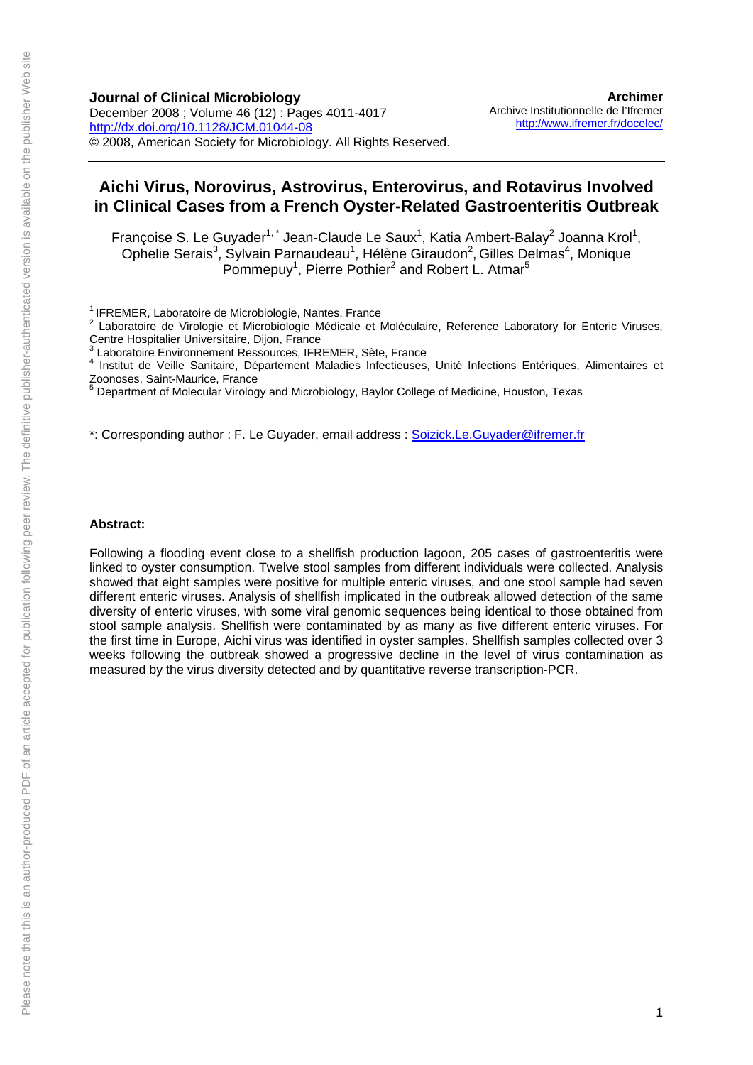**Journal of Clinical Microbiology**
December 2008 ; Volume 46 (12) : Pages 4011-4017
http://dx.doi.org/10.1128/JCM.01044-08
© 2008, American Society for Microbiology. All Rights Reserved.

**Archimer**
Archive Institutionnelle de l'Ifremer
http://www.ifremer.fr/docelec/

# Aichi Virus, Norovirus, Astrovirus, Enterovirus, and Rotavirus Involved in Clinical Cases from a French Oyster-Related Gastroenteritis Outbreak

Françoise S. Le Guyader[1, *] Jean-Claude Le Saux[1], Katia Ambert-Balay[2] Joanna Krol[1], Ophelie Serais[3], Sylvain Parnaudeau[1], Hélène Giraudon[2], Gilles Delmas[4], Monique Pommepuy[1], Pierre Pothier[2] and Robert L. Atmar[5]

[1] IFREMER, Laboratoire de Microbiologie, Nantes, France
[2] Laboratoire de Virologie et Microbiologie Médicale et Moléculaire, Reference Laboratory for Enteric Viruses, Centre Hospitalier Universitaire, Dijon, France
[3] Laboratoire Environnement Ressources, IFREMER, Sète, France
[4] Institut de Veille Sanitaire, Département Maladies Infectieuses, Unité Infections Entériques, Alimentaires et Zoonoses, Saint-Maurice, France
[5] Department of Molecular Virology and Microbiology, Baylor College of Medicine, Houston, Texas

*: Corresponding author : F. Le Guyader, email address : Soizick.Le.Guyader@ifremer.fr

**Abstract:**

Following a flooding event close to a shellfish production lagoon, 205 cases of gastroenteritis were linked to oyster consumption. Twelve stool samples from different individuals were collected. Analysis showed that eight samples were positive for multiple enteric viruses, and one stool sample had seven different enteric viruses. Analysis of shellfish implicated in the outbreak allowed detection of the same diversity of enteric viruses, with some viral genomic sequences being identical to those obtained from stool sample analysis. Shellfish were contaminated by as many as five different enteric viruses. For the first time in Europe, Aichi virus was identified in oyster samples. Shellfish samples collected over 3 weeks following the outbreak showed a progressive decline in the level of virus contamination as measured by the virus diversity detected and by quantitative reverse transcription-PCR.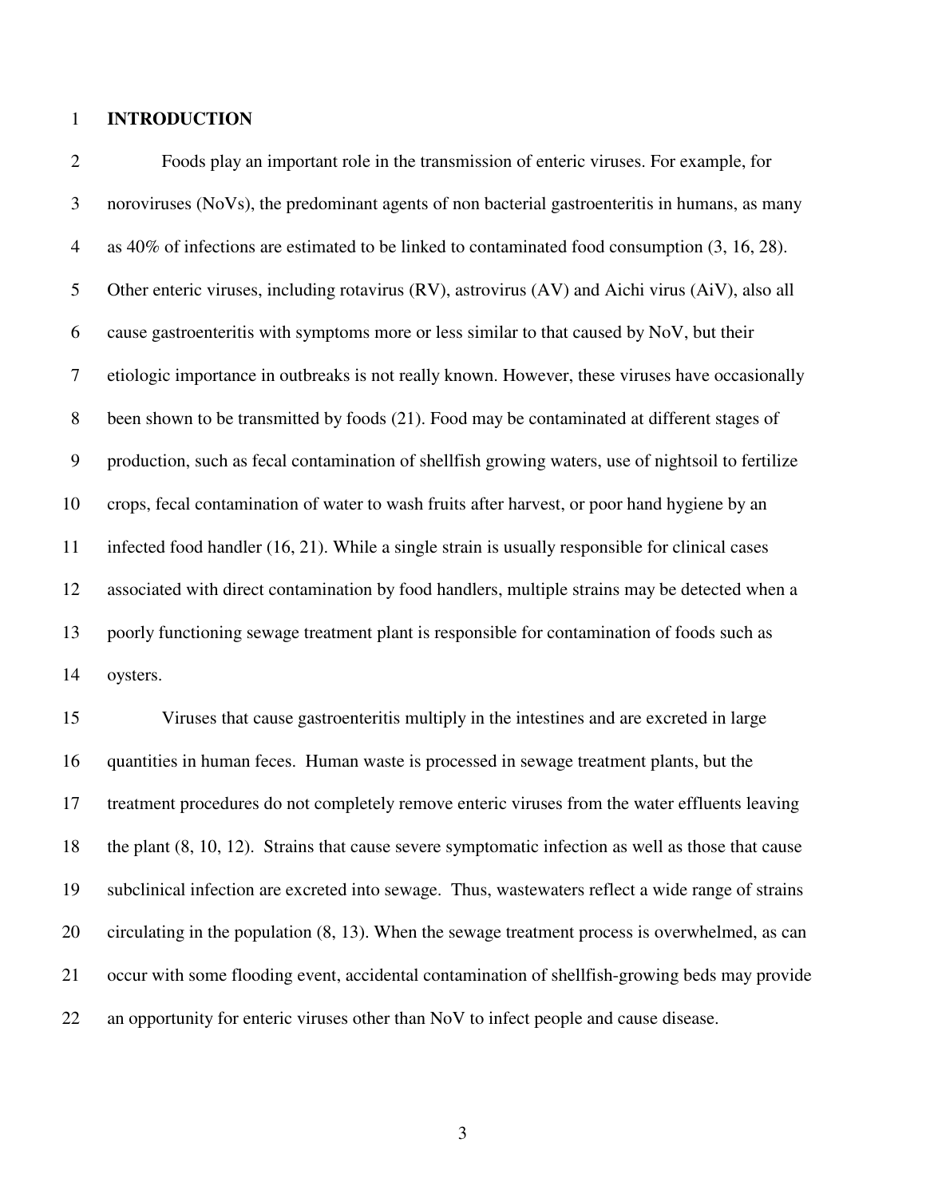## INTRODUCTION

Foods play an important role in the transmission of enteric viruses. For example, for noroviruses (NoVs), the predominant agents of non bacterial gastroenteritis in humans, as many as 40% of infections are estimated to be linked to contaminated food consumption (3, 16, 28). Other enteric viruses, including rotavirus (RV), astrovirus (AV) and Aichi virus (AiV), also all cause gastroenteritis with symptoms more or less similar to that caused by NoV, but their etiologic importance in outbreaks is not really known. However, these viruses have occasionally been shown to be transmitted by foods (21). Food may be contaminated at different stages of production, such as fecal contamination of shellfish growing waters, use of nightsoil to fertilize crops, fecal contamination of water to wash fruits after harvest, or poor hand hygiene by an infected food handler (16, 21). While a single strain is usually responsible for clinical cases associated with direct contamination by food handlers, multiple strains may be detected when a poorly functioning sewage treatment plant is responsible for contamination of foods such as oysters.

Viruses that cause gastroenteritis multiply in the intestines and are excreted in large quantities in human feces. Human waste is processed in sewage treatment plants, but the treatment procedures do not completely remove enteric viruses from the water effluents leaving the plant (8, 10, 12). Strains that cause severe symptomatic infection as well as those that cause subclinical infection are excreted into sewage. Thus, wastewaters reflect a wide range of strains circulating in the population (8, 13). When the sewage treatment process is overwhelmed, as can occur with some flooding event, accidental contamination of shellfish-growing beds may provide an opportunity for enteric viruses other than NoV to infect people and cause disease.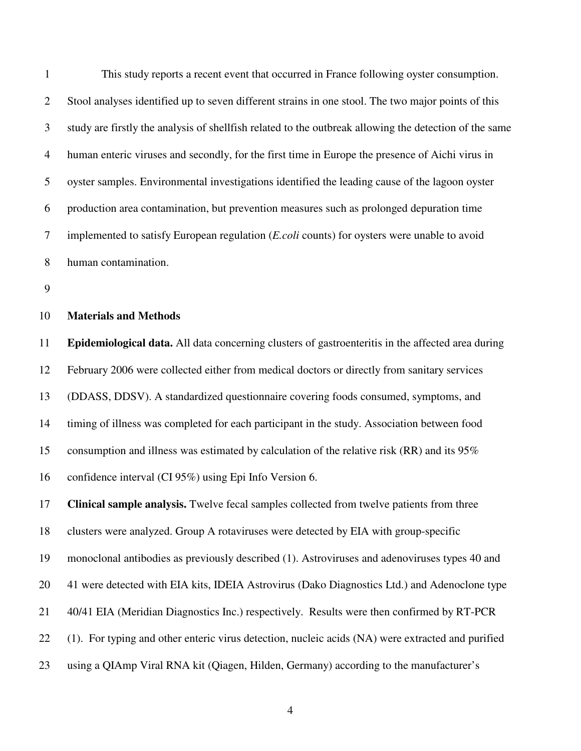This study reports a recent event that occurred in France following oyster consumption. Stool analyses identified up to seven different strains in one stool. The two major points of this study are firstly the analysis of shellfish related to the outbreak allowing the detection of the same human enteric viruses and secondly, for the first time in Europe the presence of Aichi virus in oyster samples. Environmental investigations identified the leading cause of the lagoon oyster production area contamination, but prevention measures such as prolonged depuration time implemented to satisfy European regulation (*E.coli* counts) for oysters were unable to avoid human contamination.

## Materials and Methods

**Epidemiological data.** All data concerning clusters of gastroenteritis in the affected area during February 2006 were collected either from medical doctors or directly from sanitary services (DDASS, DDSV). A standardized questionnaire covering foods consumed, symptoms, and timing of illness was completed for each participant in the study. Association between food consumption and illness was estimated by calculation of the relative risk (RR) and its 95% confidence interval (CI 95%) using Epi Info Version 6.

**Clinical sample analysis.** Twelve fecal samples collected from twelve patients from three clusters were analyzed. Group A rotaviruses were detected by EIA with group-specific monoclonal antibodies as previously described (1). Astroviruses and adenoviruses types 40 and 41 were detected with EIA kits, IDEIA Astrovirus (Dako Diagnostics Ltd.) and Adenoclone type 40/41 EIA (Meridian Diagnostics Inc.) respectively. Results were then confirmed by RT-PCR (1). For typing and other enteric virus detection, nucleic acids (NA) were extracted and purified using a QIAmp Viral RNA kit (Qiagen, Hilden, Germany) according to the manufacturer's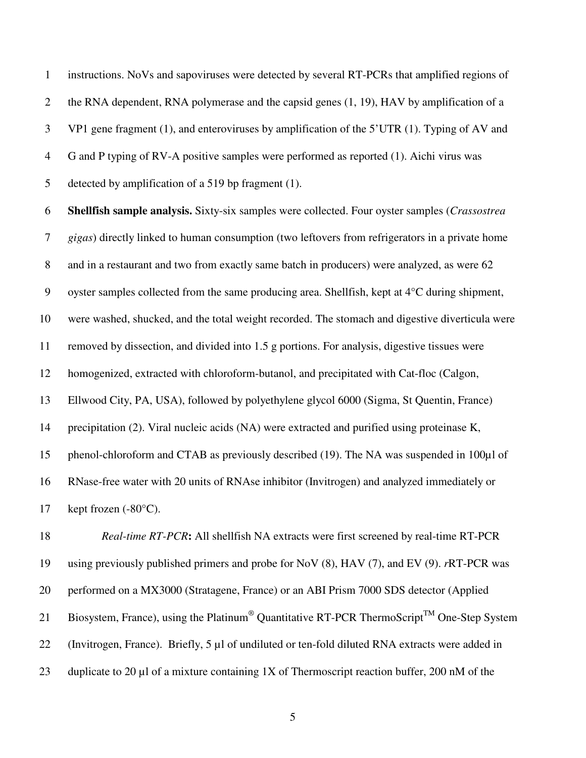instructions. NoVs and sapoviruses were detected by several RT-PCRs that amplified regions of the RNA dependent, RNA polymerase and the capsid genes (1, 19), HAV by amplification of a VP1 gene fragment (1), and enteroviruses by amplification of the 5'UTR (1). Typing of AV and G and P typing of RV-A positive samples were performed as reported (1). Aichi virus was detected by amplification of a 519 bp fragment (1).

**Shellfish sample analysis.** Sixty-six samples were collected. Four oyster samples (*Crassostrea gigas*) directly linked to human consumption (two leftovers from refrigerators in a private home and in a restaurant and two from exactly same batch in producers) were analyzed, as were 62 oyster samples collected from the same producing area. Shellfish, kept at 4°C during shipment, were washed, shucked, and the total weight recorded. The stomach and digestive diverticula were removed by dissection, and divided into 1.5 g portions. For analysis, digestive tissues were homogenized, extracted with chloroform-butanol, and precipitated with Cat-floc (Calgon, Ellwood City, PA, USA), followed by polyethylene glycol 6000 (Sigma, St Quentin, France) precipitation (2). Viral nucleic acids (NA) were extracted and purified using proteinase K, phenol-chloroform and CTAB as previously described (19). The NA was suspended in 100µl of RNase-free water with 20 units of RNAse inhibitor (Invitrogen) and analyzed immediately or kept frozen (-80°C).

*Real-time RT-PCR***:** All shellfish NA extracts were first screened by real-time RT-PCR using previously published primers and probe for NoV (8), HAV (7), and EV (9). *r*RT-PCR was performed on a MX3000 (Stratagene, France) or an ABI Prism 7000 SDS detector (Applied Biosystem, France), using the Platinum® Quantitative RT-PCR ThermoScript™ One-Step System (Invitrogen, France). Briefly, 5 µl of undiluted or ten-fold diluted RNA extracts were added in duplicate to 20 µl of a mixture containing 1X of Thermoscript reaction buffer, 200 nM of the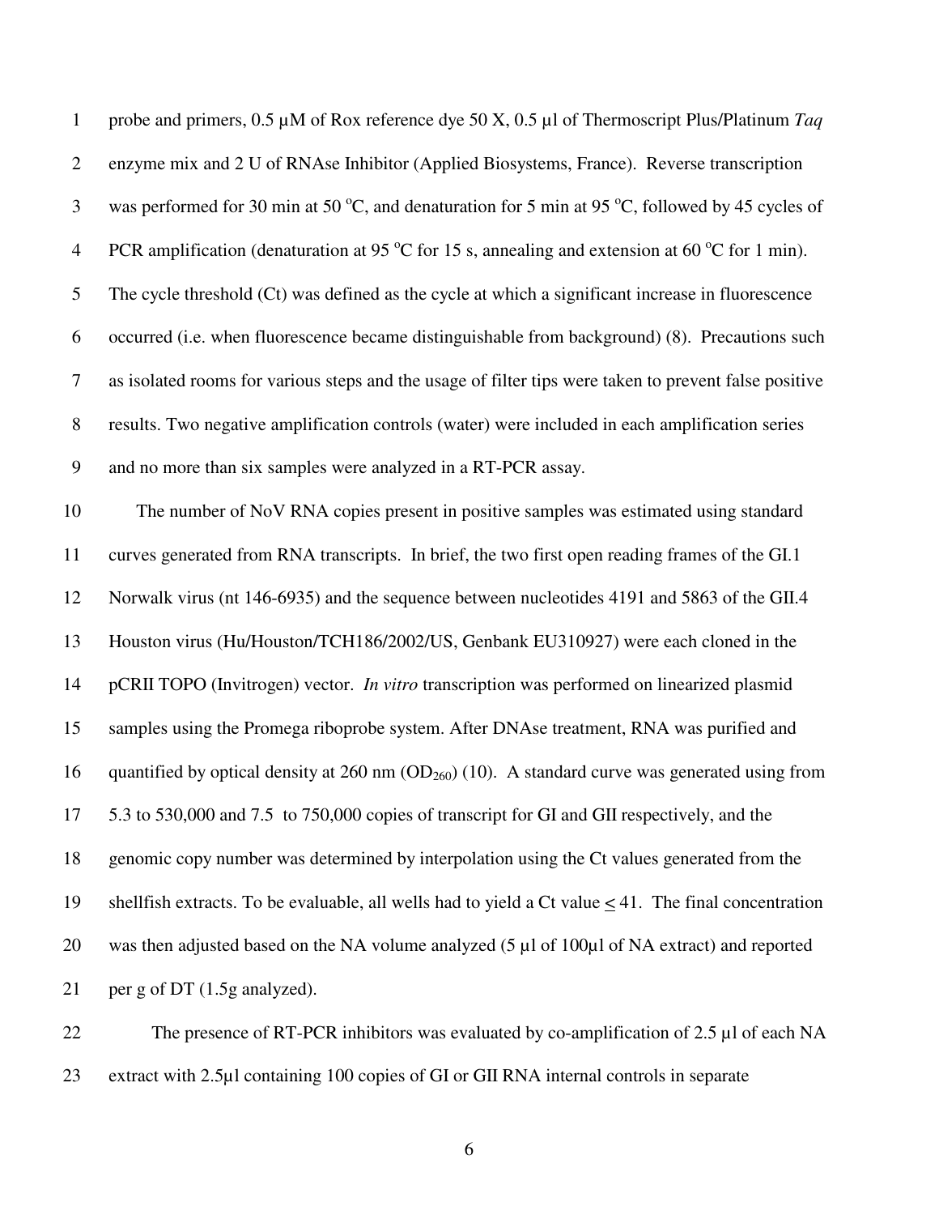probe and primers, 0.5 µM of Rox reference dye 50 X, 0.5 µl of Thermoscript Plus/Platinum *Taq* enzyme mix and 2 U of RNAse Inhibitor (Applied Biosystems, France). Reverse transcription was performed for 30 min at 50 °C, and denaturation for 5 min at 95 °C, followed by 45 cycles of PCR amplification (denaturation at 95 °C for 15 s, annealing and extension at 60 °C for 1 min). The cycle threshold (Ct) was defined as the cycle at which a significant increase in fluorescence occurred (i.e. when fluorescence became distinguishable from background) (8). Precautions such as isolated rooms for various steps and the usage of filter tips were taken to prevent false positive results. Two negative amplification controls (water) were included in each amplification series and no more than six samples were analyzed in a RT-PCR assay.

The number of NoV RNA copies present in positive samples was estimated using standard curves generated from RNA transcripts. In brief, the two first open reading frames of the GI.1 Norwalk virus (nt 146-6935) and the sequence between nucleotides 4191 and 5863 of the GII.4 Houston virus (Hu/Houston/TCH186/2002/US, Genbank EU310927) were each cloned in the pCRII TOPO (Invitrogen) vector. *In vitro* transcription was performed on linearized plasmid samples using the Promega riboprobe system. After DNAse treatment, RNA was purified and quantified by optical density at 260 nm ($OD_{260}$) (10). A standard curve was generated using from 5.3 to 530,000 and 7.5 to 750,000 copies of transcript for GI and GII respectively, and the genomic copy number was determined by interpolation using the Ct values generated from the shellfish extracts. To be evaluable, all wells had to yield a Ct value $\leq$ 41. The final concentration was then adjusted based on the NA volume analyzed (5 µl of 100µl of NA extract) and reported per g of DT (1.5g analyzed).

The presence of RT-PCR inhibitors was evaluated by co-amplification of 2.5 µl of each NA extract with 2.5µl containing 100 copies of GI or GII RNA internal controls in separate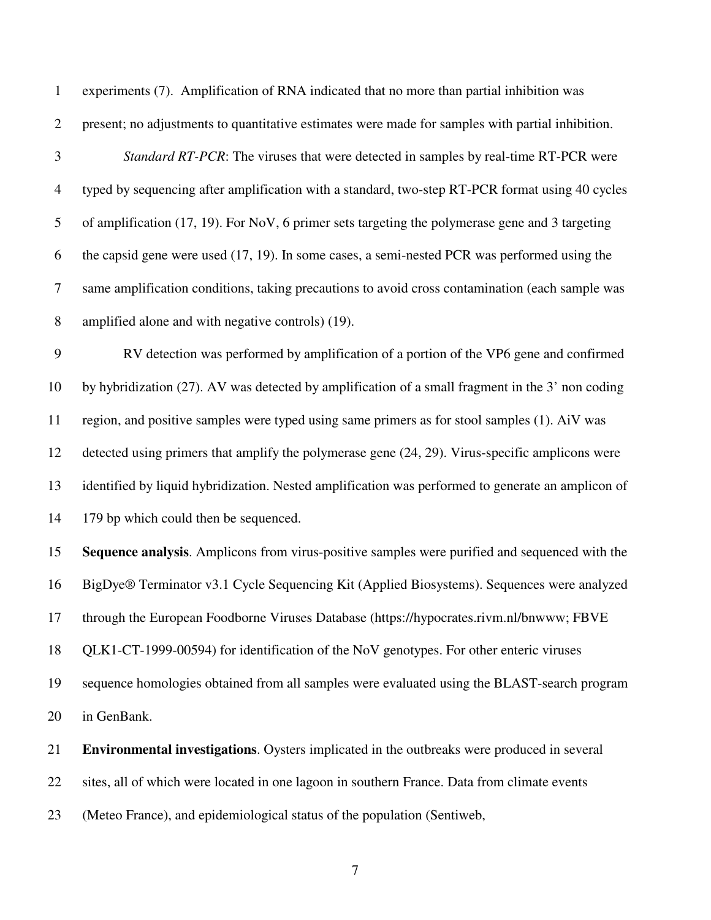experiments (7). Amplification of RNA indicated that no more than partial inhibition was present; no adjustments to quantitative estimates were made for samples with partial inhibition.

*Standard RT-PCR*: The viruses that were detected in samples by real-time RT-PCR were typed by sequencing after amplification with a standard, two-step RT-PCR format using 40 cycles of amplification (17, 19). For NoV, 6 primer sets targeting the polymerase gene and 3 targeting the capsid gene were used (17, 19). In some cases, a semi-nested PCR was performed using the same amplification conditions, taking precautions to avoid cross contamination (each sample was amplified alone and with negative controls) (19).

RV detection was performed by amplification of a portion of the VP6 gene and confirmed by hybridization (27). AV was detected by amplification of a small fragment in the 3' non coding region, and positive samples were typed using same primers as for stool samples (1). AiV was detected using primers that amplify the polymerase gene (24, 29). Virus-specific amplicons were identified by liquid hybridization. Nested amplification was performed to generate an amplicon of 179 bp which could then be sequenced.

**Sequence analysis**. Amplicons from virus-positive samples were purified and sequenced with the BigDye® Terminator v3.1 Cycle Sequencing Kit (Applied Biosystems). Sequences were analyzed through the European Foodborne Viruses Database (https://hypocrates.rivm.nl/bnwww; FBVE QLK1-CT-1999-00594) for identification of the NoV genotypes. For other enteric viruses sequence homologies obtained from all samples were evaluated using the BLAST-search program in GenBank.

**Environmental investigations**. Oysters implicated in the outbreaks were produced in several sites, all of which were located in one lagoon in southern France. Data from climate events (Meteo France), and epidemiological status of the population (Sentiweb,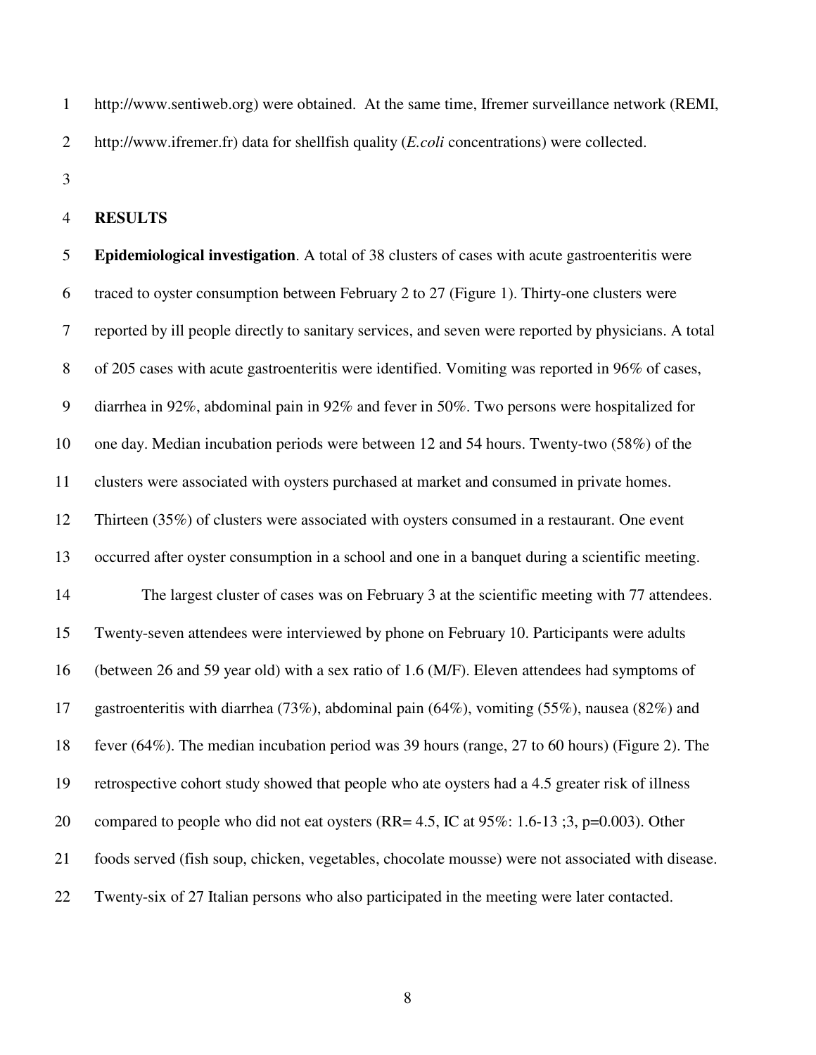http://www.sentiweb.org) were obtained. At the same time, Ifremer surveillance network (REMI, http://www.ifremer.fr) data for shellfish quality (*E.coli* concentrations) were collected.

## RESULTS

**Epidemiological investigation**. A total of 38 clusters of cases with acute gastroenteritis were traced to oyster consumption between February 2 to 27 (Figure 1). Thirty-one clusters were reported by ill people directly to sanitary services, and seven were reported by physicians. A total of 205 cases with acute gastroenteritis were identified. Vomiting was reported in 96% of cases, diarrhea in 92%, abdominal pain in 92% and fever in 50%. Two persons were hospitalized for one day. Median incubation periods were between 12 and 54 hours. Twenty-two (58%) of the clusters were associated with oysters purchased at market and consumed in private homes. Thirteen (35%) of clusters were associated with oysters consumed in a restaurant. One event occurred after oyster consumption in a school and one in a banquet during a scientific meeting.

The largest cluster of cases was on February 3 at the scientific meeting with 77 attendees. Twenty-seven attendees were interviewed by phone on February 10. Participants were adults (between 26 and 59 year old) with a sex ratio of 1.6 (M/F). Eleven attendees had symptoms of gastroenteritis with diarrhea (73%), abdominal pain (64%), vomiting (55%), nausea (82%) and fever (64%). The median incubation period was 39 hours (range, 27 to 60 hours) (Figure 2). The retrospective cohort study showed that people who ate oysters had a 4.5 greater risk of illness compared to people who did not eat oysters (RR= 4.5, IC at 95%: 1.6-13 ;3, p=0.003). Other foods served (fish soup, chicken, vegetables, chocolate mousse) were not associated with disease. Twenty-six of 27 Italian persons who also participated in the meeting were later contacted.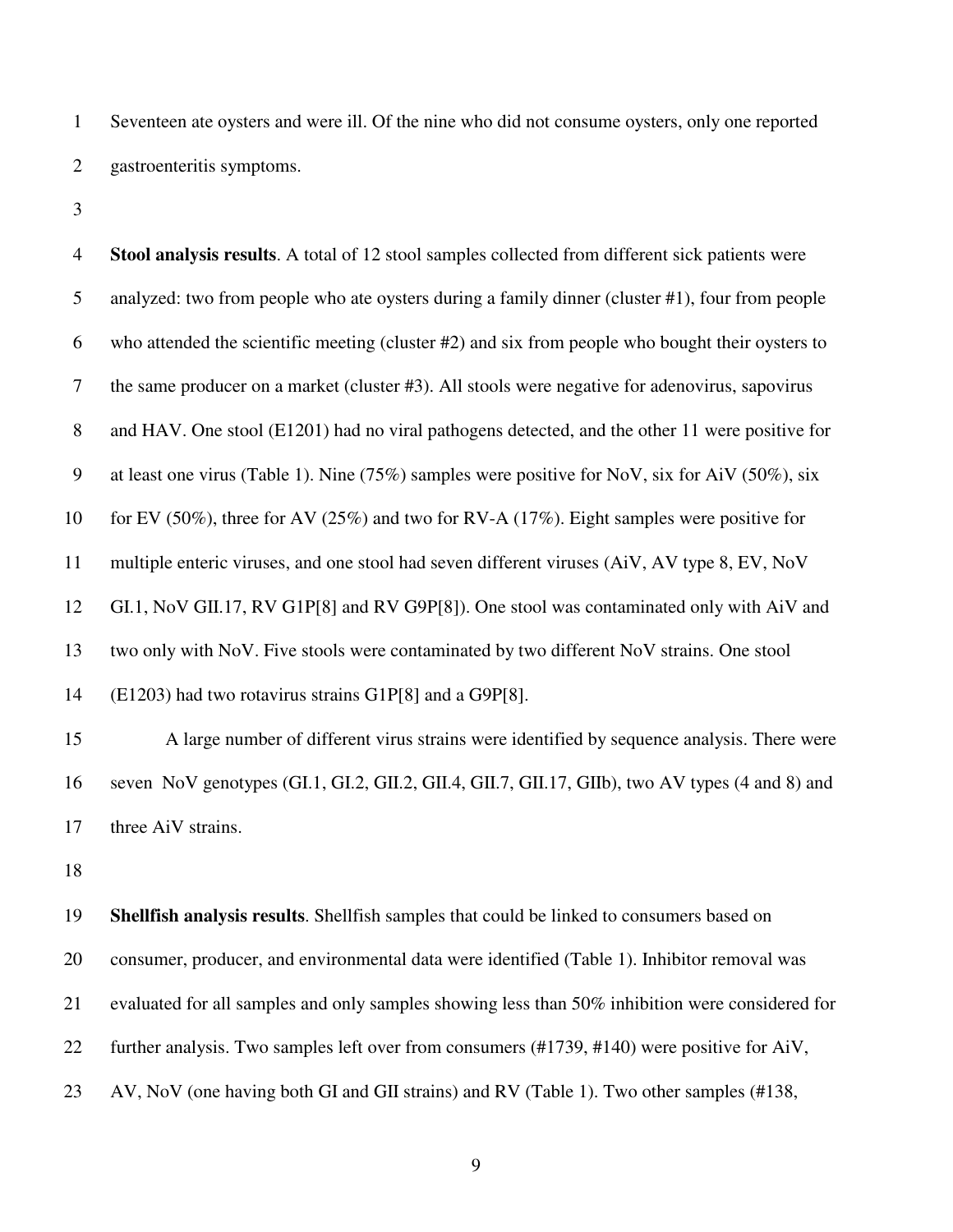Seventeen ate oysters and were ill. Of the nine who did not consume oysters, only one reported gastroenteritis symptoms.

**Stool analysis results**. A total of 12 stool samples collected from different sick patients were analyzed: two from people who ate oysters during a family dinner (cluster #1), four from people who attended the scientific meeting (cluster #2) and six from people who bought their oysters to the same producer on a market (cluster #3). All stools were negative for adenovirus, sapovirus and HAV. One stool (E1201) had no viral pathogens detected, and the other 11 were positive for at least one virus (Table 1). Nine (75%) samples were positive for NoV, six for AiV (50%), six for EV (50%), three for AV (25%) and two for RV-A (17%). Eight samples were positive for multiple enteric viruses, and one stool had seven different viruses (AiV, AV type 8, EV, NoV GI.1, NoV GII.17, RV G1P[8] and RV G9P[8]). One stool was contaminated only with AiV and two only with NoV. Five stools were contaminated by two different NoV strains. One stool (E1203) had two rotavirus strains G1P[8] and a G9P[8].

A large number of different virus strains were identified by sequence analysis. There were seven NoV genotypes (GI.1, GI.2, GII.2, GII.4, GII.7, GII.17, GIIb), two AV types (4 and 8) and three AiV strains.

**Shellfish analysis results**. Shellfish samples that could be linked to consumers based on consumer, producer, and environmental data were identified (Table 1). Inhibitor removal was evaluated for all samples and only samples showing less than 50% inhibition were considered for further analysis. Two samples left over from consumers (#1739, #140) were positive for AiV, AV, NoV (one having both GI and GII strains) and RV (Table 1). Two other samples (#138,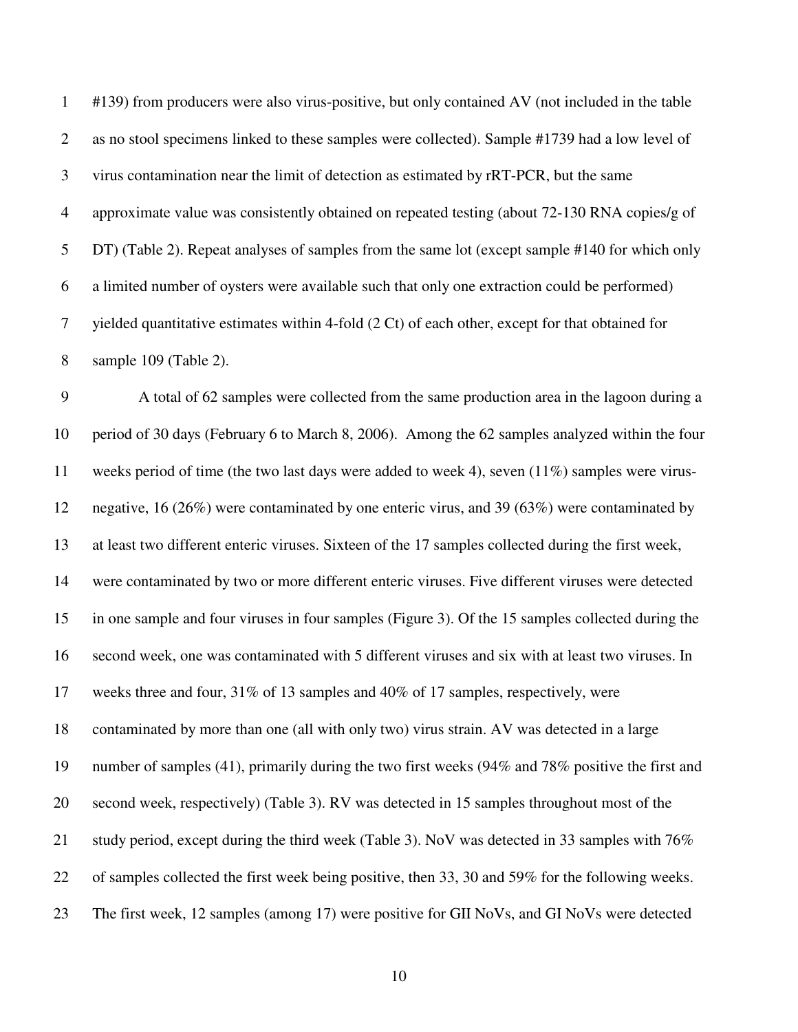#139) from producers were also virus-positive, but only contained AV (not included in the table as no stool specimens linked to these samples were collected). Sample #1739 had a low level of virus contamination near the limit of detection as estimated by rRT-PCR, but the same approximate value was consistently obtained on repeated testing (about 72-130 RNA copies/g of DT) (Table 2). Repeat analyses of samples from the same lot (except sample #140 for which only a limited number of oysters were available such that only one extraction could be performed) yielded quantitative estimates within 4-fold (2 Ct) of each other, except for that obtained for sample 109 (Table 2).

A total of 62 samples were collected from the same production area in the lagoon during a period of 30 days (February 6 to March 8, 2006). Among the 62 samples analyzed within the four weeks period of time (the two last days were added to week 4), seven (11%) samples were virus-negative, 16 (26%) were contaminated by one enteric virus, and 39 (63%) were contaminated by at least two different enteric viruses. Sixteen of the 17 samples collected during the first week, were contaminated by two or more different enteric viruses. Five different viruses were detected in one sample and four viruses in four samples (Figure 3). Of the 15 samples collected during the second week, one was contaminated with 5 different viruses and six with at least two viruses. In weeks three and four, 31% of 13 samples and 40% of 17 samples, respectively, were contaminated by more than one (all with only two) virus strain. AV was detected in a large number of samples (41), primarily during the two first weeks (94% and 78% positive the first and second week, respectively) (Table 3). RV was detected in 15 samples throughout most of the study period, except during the third week (Table 3). NoV was detected in 33 samples with 76% of samples collected the first week being positive, then 33, 30 and 59% for the following weeks. The first week, 12 samples (among 17) were positive for GII NoVs, and GI NoVs were detected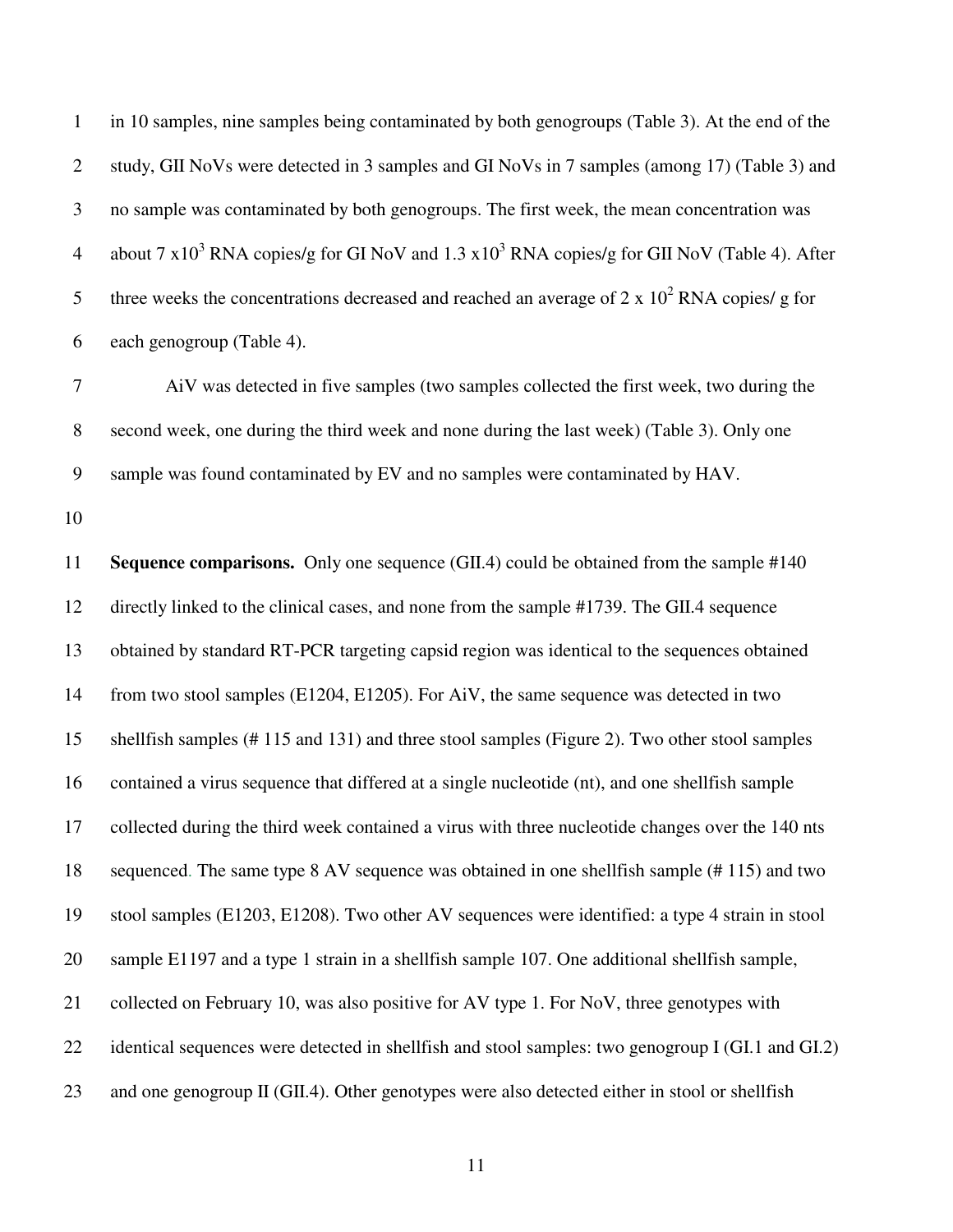in 10 samples, nine samples being contaminated by both genogroups (Table 3). At the end of the study, GII NoVs were detected in 3 samples and GI NoVs in 7 samples (among 17) (Table 3) and no sample was contaminated by both genogroups. The first week, the mean concentration was about 7 $x10^3$ RNA copies/g for GI NoV and 1.3 $x10^3$ RNA copies/g for GII NoV (Table 4). After three weeks the concentrations decreased and reached an average of 2 x $10^2$ RNA copies/ g for each genogroup (Table 4).

AiV was detected in five samples (two samples collected the first week, two during the second week, one during the third week and none during the last week) (Table 3). Only one sample was found contaminated by EV and no samples were contaminated by HAV.

**Sequence comparisons.** Only one sequence (GII.4) could be obtained from the sample #140 directly linked to the clinical cases, and none from the sample #1739. The GII.4 sequence obtained by standard RT-PCR targeting capsid region was identical to the sequences obtained from two stool samples (E1204, E1205). For AiV, the same sequence was detected in two shellfish samples (# 115 and 131) and three stool samples (Figure 2). Two other stool samples contained a virus sequence that differed at a single nucleotide (nt), and one shellfish sample collected during the third week contained a virus with three nucleotide changes over the 140 nts sequenced. The same type 8 AV sequence was obtained in one shellfish sample (# 115) and two stool samples (E1203, E1208). Two other AV sequences were identified: a type 4 strain in stool sample E1197 and a type 1 strain in a shellfish sample 107. One additional shellfish sample, collected on February 10, was also positive for AV type 1. For NoV, three genotypes with identical sequences were detected in shellfish and stool samples: two genogroup I (GI.1 and GI.2) and one genogroup II (GII.4). Other genotypes were also detected either in stool or shellfish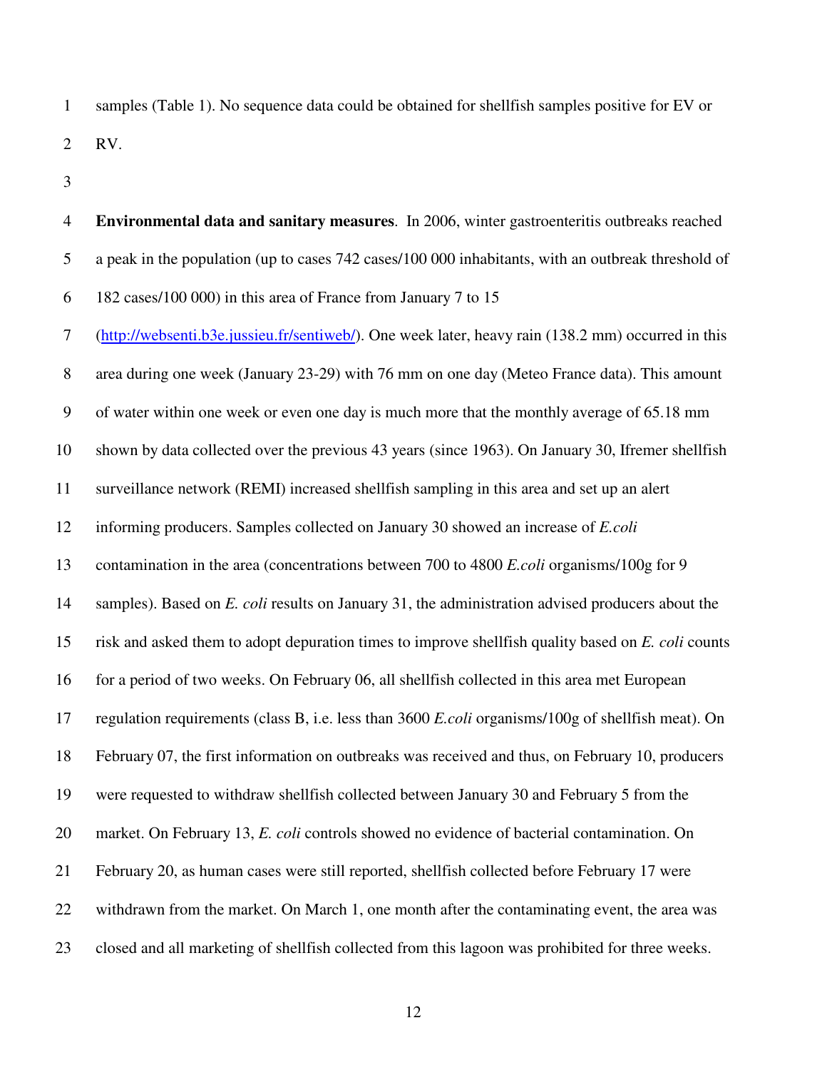samples (Table 1). No sequence data could be obtained for shellfish samples positive for EV or RV.

**Environmental data and sanitary measures**. In 2006, winter gastroenteritis outbreaks reached a peak in the population (up to cases 742 cases/100 000 inhabitants, with an outbreak threshold of 182 cases/100 000) in this area of France from January 7 to 15 (http://websenti.b3e.jussieu.fr/sentiweb/). One week later, heavy rain (138.2 mm) occurred in this area during one week (January 23-29) with 76 mm on one day (Meteo France data). This amount of water within one week or even one day is much more that the monthly average of 65.18 mm shown by data collected over the previous 43 years (since 1963). On January 30, Ifremer shellfish surveillance network (REMI) increased shellfish sampling in this area and set up an alert informing producers. Samples collected on January 30 showed an increase of *E.coli* contamination in the area (concentrations between 700 to 4800 *E.coli* organisms/100g for 9 samples). Based on *E. coli* results on January 31, the administration advised producers about the risk and asked them to adopt depuration times to improve shellfish quality based on *E. coli* counts for a period of two weeks. On February 06, all shellfish collected in this area met European regulation requirements (class B, i.e. less than 3600 *E.coli* organisms/100g of shellfish meat). On February 07, the first information on outbreaks was received and thus, on February 10, producers were requested to withdraw shellfish collected between January 30 and February 5 from the market. On February 13, *E. coli* controls showed no evidence of bacterial contamination. On February 20, as human cases were still reported, shellfish collected before February 17 were withdrawn from the market. On March 1, one month after the contaminating event, the area was closed and all marketing of shellfish collected from this lagoon was prohibited for three weeks.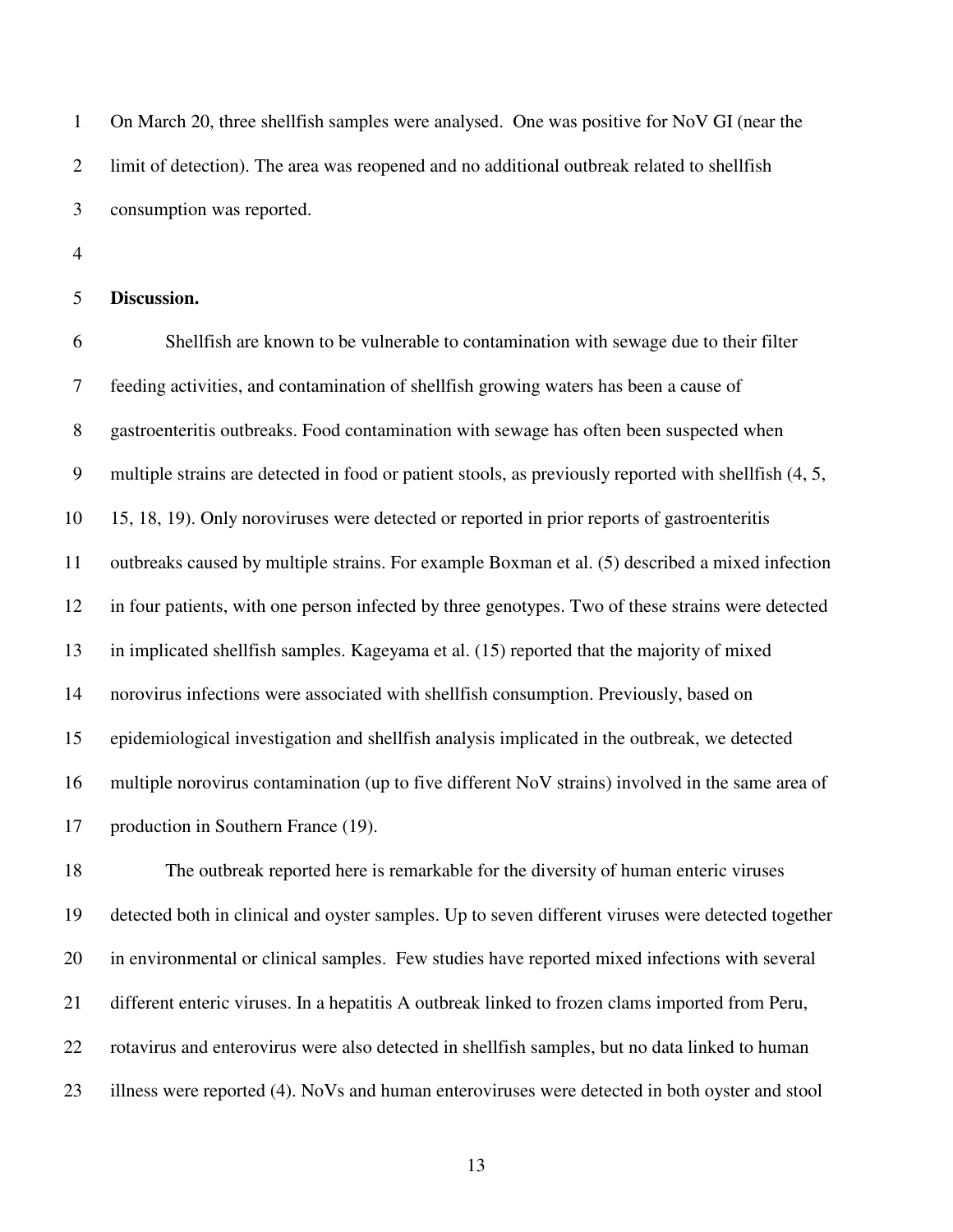On March 20, three shellfish samples were analysed. One was positive for NoV GI (near the limit of detection). The area was reopened and no additional outbreak related to shellfish consumption was reported.

## Discussion.

Shellfish are known to be vulnerable to contamination with sewage due to their filter feeding activities, and contamination of shellfish growing waters has been a cause of gastroenteritis outbreaks. Food contamination with sewage has often been suspected when multiple strains are detected in food or patient stools, as previously reported with shellfish (4, 5, 15, 18, 19). Only noroviruses were detected or reported in prior reports of gastroenteritis outbreaks caused by multiple strains. For example Boxman et al. (5) described a mixed infection in four patients, with one person infected by three genotypes. Two of these strains were detected in implicated shellfish samples. Kageyama et al. (15) reported that the majority of mixed norovirus infections were associated with shellfish consumption. Previously, based on epidemiological investigation and shellfish analysis implicated in the outbreak, we detected multiple norovirus contamination (up to five different NoV strains) involved in the same area of production in Southern France (19).

The outbreak reported here is remarkable for the diversity of human enteric viruses detected both in clinical and oyster samples. Up to seven different viruses were detected together in environmental or clinical samples. Few studies have reported mixed infections with several different enteric viruses. In a hepatitis A outbreak linked to frozen clams imported from Peru, rotavirus and enterovirus were also detected in shellfish samples, but no data linked to human illness were reported (4). NoVs and human enteroviruses were detected in both oyster and stool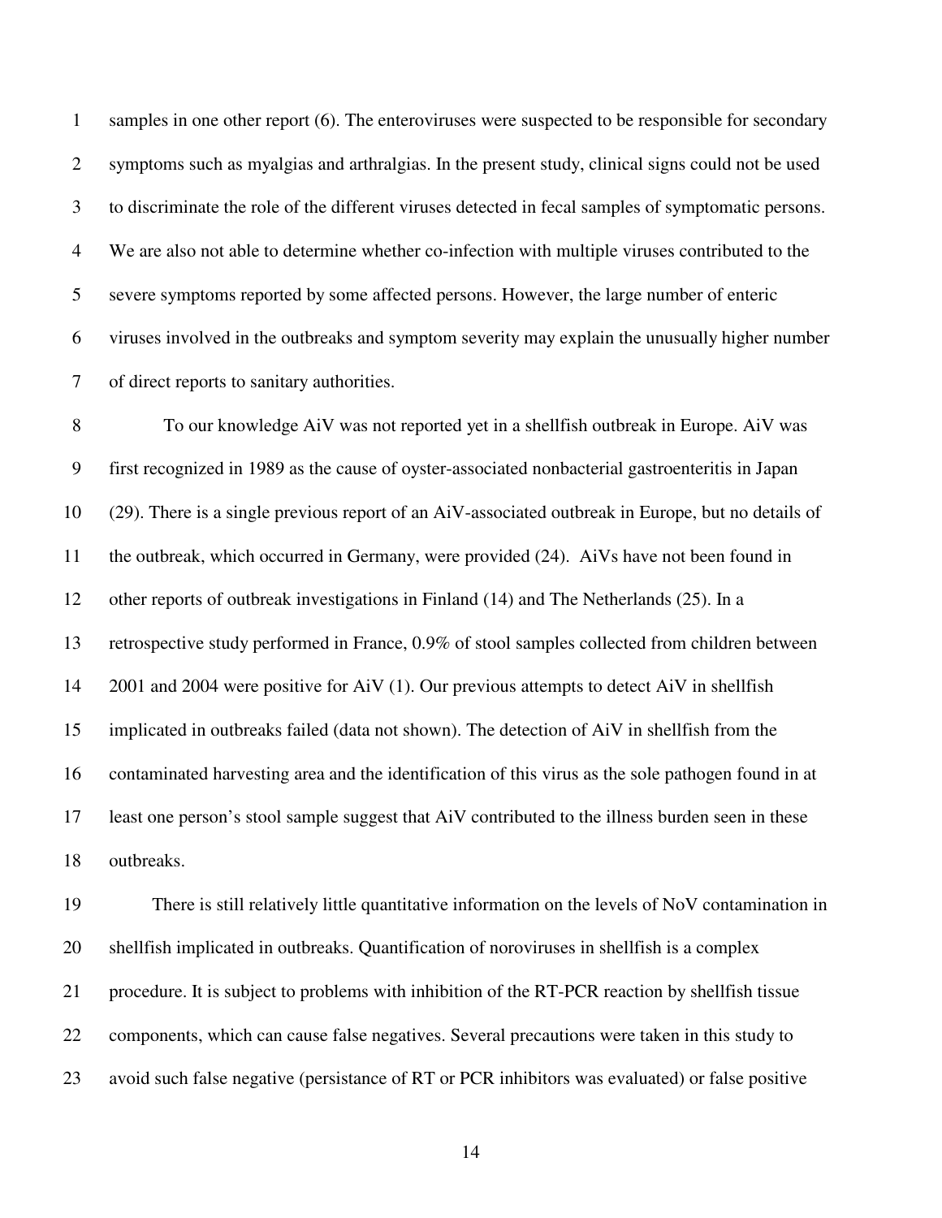samples in one other report (6). The enteroviruses were suspected to be responsible for secondary symptoms such as myalgias and arthralgias. In the present study, clinical signs could not be used to discriminate the role of the different viruses detected in fecal samples of symptomatic persons. We are also not able to determine whether co-infection with multiple viruses contributed to the severe symptoms reported by some affected persons. However, the large number of enteric viruses involved in the outbreaks and symptom severity may explain the unusually higher number of direct reports to sanitary authorities.

To our knowledge AiV was not reported yet in a shellfish outbreak in Europe. AiV was first recognized in 1989 as the cause of oyster-associated nonbacterial gastroenteritis in Japan (29). There is a single previous report of an AiV-associated outbreak in Europe, but no details of the outbreak, which occurred in Germany, were provided (24). AiVs have not been found in other reports of outbreak investigations in Finland (14) and The Netherlands (25). In a retrospective study performed in France, 0.9% of stool samples collected from children between 2001 and 2004 were positive for AiV (1). Our previous attempts to detect AiV in shellfish implicated in outbreaks failed (data not shown). The detection of AiV in shellfish from the contaminated harvesting area and the identification of this virus as the sole pathogen found in at least one person's stool sample suggest that AiV contributed to the illness burden seen in these outbreaks.

There is still relatively little quantitative information on the levels of NoV contamination in shellfish implicated in outbreaks. Quantification of noroviruses in shellfish is a complex procedure. It is subject to problems with inhibition of the RT-PCR reaction by shellfish tissue components, which can cause false negatives. Several precautions were taken in this study to avoid such false negative (persistance of RT or PCR inhibitors was evaluated) or false positive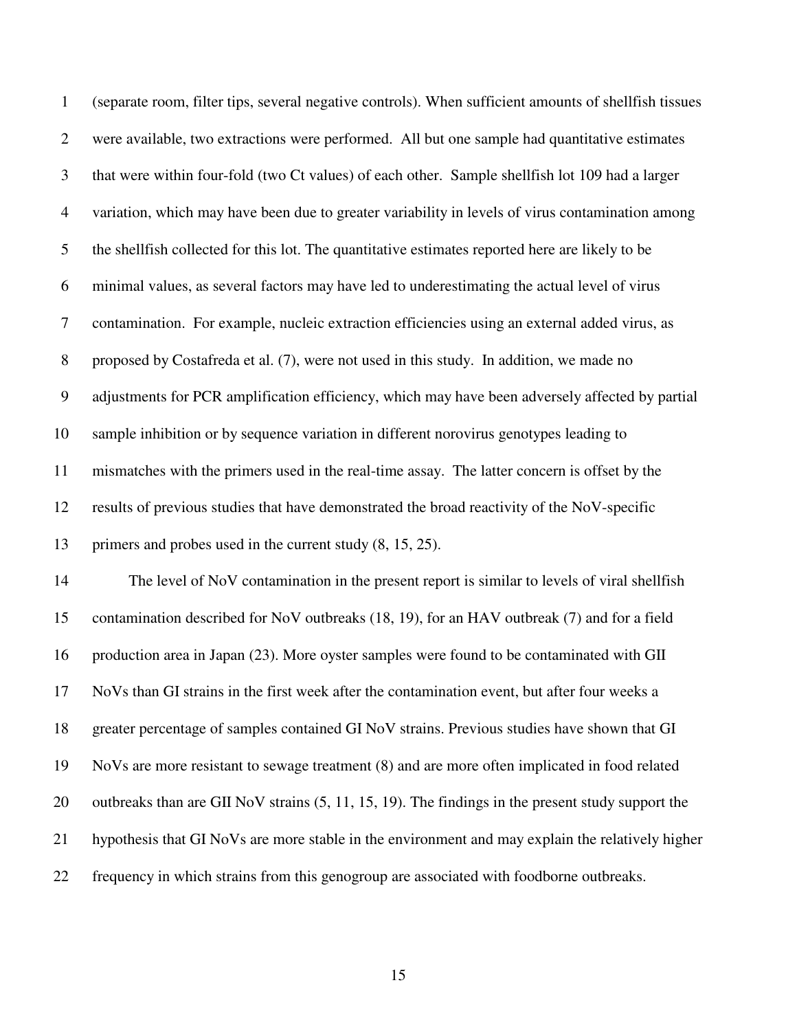(separate room, filter tips, several negative controls). When sufficient amounts of shellfish tissues were available, two extractions were performed. All but one sample had quantitative estimates that were within four-fold (two Ct values) of each other. Sample shellfish lot 109 had a larger variation, which may have been due to greater variability in levels of virus contamination among the shellfish collected for this lot. The quantitative estimates reported here are likely to be minimal values, as several factors may have led to underestimating the actual level of virus contamination. For example, nucleic extraction efficiencies using an external added virus, as proposed by Costafreda et al. (7), were not used in this study. In addition, we made no adjustments for PCR amplification efficiency, which may have been adversely affected by partial sample inhibition or by sequence variation in different norovirus genotypes leading to mismatches with the primers used in the real-time assay. The latter concern is offset by the results of previous studies that have demonstrated the broad reactivity of the NoV-specific primers and probes used in the current study (8, 15, 25).

The level of NoV contamination in the present report is similar to levels of viral shellfish contamination described for NoV outbreaks (18, 19), for an HAV outbreak (7) and for a field production area in Japan (23). More oyster samples were found to be contaminated with GII NoVs than GI strains in the first week after the contamination event, but after four weeks a greater percentage of samples contained GI NoV strains. Previous studies have shown that GI NoVs are more resistant to sewage treatment (8) and are more often implicated in food related outbreaks than are GII NoV strains (5, 11, 15, 19). The findings in the present study support the hypothesis that GI NoVs are more stable in the environment and may explain the relatively higher frequency in which strains from this genogroup are associated with foodborne outbreaks.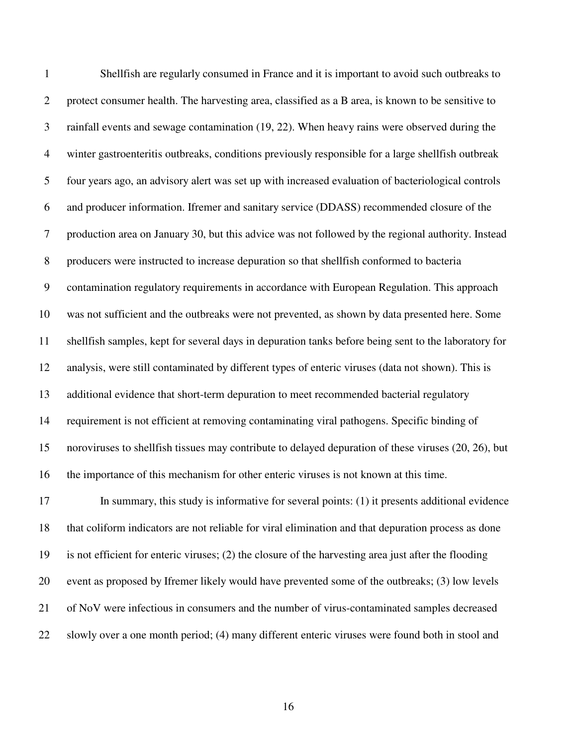Shellfish are regularly consumed in France and it is important to avoid such outbreaks to protect consumer health. The harvesting area, classified as a B area, is known to be sensitive to rainfall events and sewage contamination (19, 22). When heavy rains were observed during the winter gastroenteritis outbreaks, conditions previously responsible for a large shellfish outbreak four years ago, an advisory alert was set up with increased evaluation of bacteriological controls and producer information. Ifremer and sanitary service (DDASS) recommended closure of the production area on January 30, but this advice was not followed by the regional authority. Instead producers were instructed to increase depuration so that shellfish conformed to bacteria contamination regulatory requirements in accordance with European Regulation. This approach was not sufficient and the outbreaks were not prevented, as shown by data presented here. Some shellfish samples, kept for several days in depuration tanks before being sent to the laboratory for analysis, were still contaminated by different types of enteric viruses (data not shown). This is additional evidence that short-term depuration to meet recommended bacterial regulatory requirement is not efficient at removing contaminating viral pathogens. Specific binding of noroviruses to shellfish tissues may contribute to delayed depuration of these viruses (20, 26), but the importance of this mechanism for other enteric viruses is not known at this time.

In summary, this study is informative for several points: (1) it presents additional evidence that coliform indicators are not reliable for viral elimination and that depuration process as done is not efficient for enteric viruses; (2) the closure of the harvesting area just after the flooding event as proposed by Ifremer likely would have prevented some of the outbreaks; (3) low levels of NoV were infectious in consumers and the number of virus-contaminated samples decreased slowly over a one month period; (4) many different enteric viruses were found both in stool and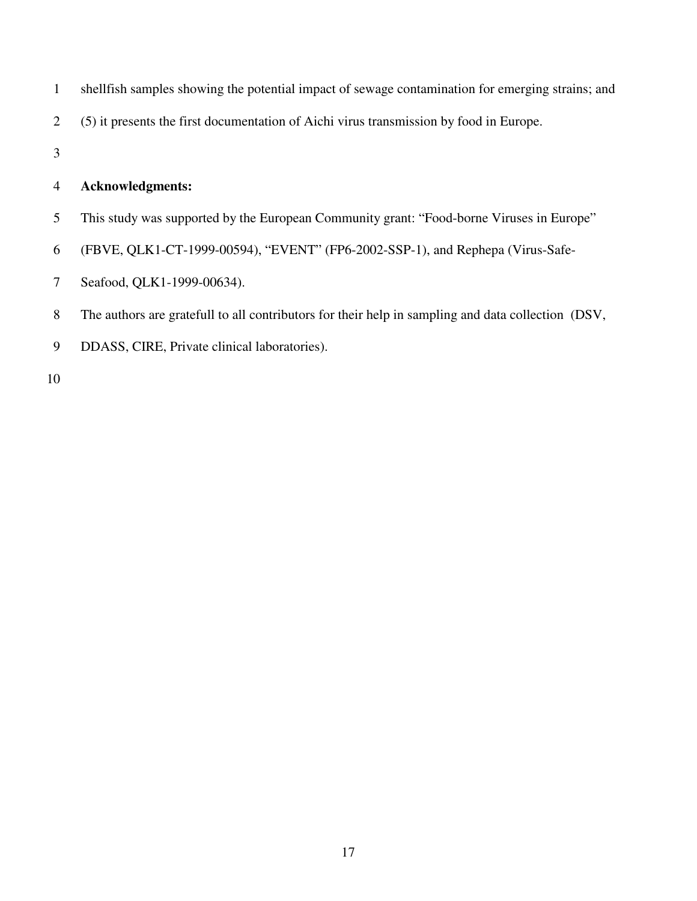shellfish samples showing the potential impact of sewage contamination for emerging strains; and (5) it presents the first documentation of Aichi virus transmission by food in Europe.

**Acknowledgments:**

This study was supported by the European Community grant: "Food-borne Viruses in Europe" (FBVE, QLK1-CT-1999-00594), "EVENT" (FP6-2002-SSP-1), and Rephepa (Virus-Safe-Seafood, QLK1-1999-00634).

The authors are gratefull to all contributors for their help in sampling and data collection (DSV, DDASS, CIRE, Private clinical laboratories).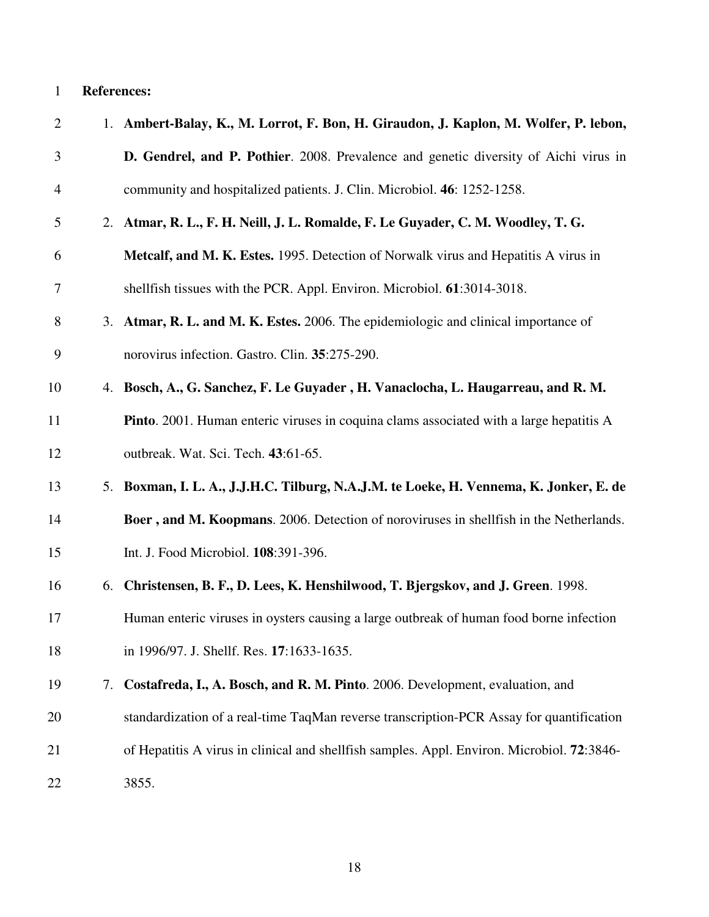**References:**

1. **Ambert-Balay, K., M. Lorrot, F. Bon, H. Giraudon, J. Kaplon, M. Wolfer, P. lebon, D. Gendrel, and P. Pothier**. 2008. Prevalence and genetic diversity of Aichi virus in community and hospitalized patients. J. Clin. Microbiol. **46**: 1252-1258.
2. **Atmar, R. L., F. H. Neill, J. L. Romalde, F. Le Guyader, C. M. Woodley, T. G. Metcalf, and M. K. Estes.** 1995. Detection of Norwalk virus and Hepatitis A virus in shellfish tissues with the PCR. Appl. Environ. Microbiol. **61**:3014-3018.
3. **Atmar, R. L. and M. K. Estes.** 2006. The epidemiologic and clinical importance of norovirus infection. Gastro. Clin. **35**:275-290.
4. **Bosch, A., G. Sanchez, F. Le Guyader , H. Vanaclocha, L. Haugarreau, and R. M. Pinto**. 2001. Human enteric viruses in coquina clams associated with a large hepatitis A outbreak. Wat. Sci. Tech. **43**:61-65.
5. **Boxman, I. L. A., J.J.H.C. Tilburg, N.A.J.M. te Loeke, H. Vennema, K. Jonker, E. de Boer , and M. Koopmans**. 2006. Detection of noroviruses in shellfish in the Netherlands. Int. J. Food Microbiol. **108**:391-396.
6. **Christensen, B. F., D. Lees, K. Henshilwood, T. Bjergskov, and J. Green**. 1998. Human enteric viruses in oysters causing a large outbreak of human food borne infection in 1996/97. J. Shellf. Res. **17**:1633-1635.
7. **Costafreda, I., A. Bosch, and R. M. Pinto**. 2006. Development, evaluation, and standardization of a real-time TaqMan reverse transcription-PCR Assay for quantification of Hepatitis A virus in clinical and shellfish samples. Appl. Environ. Microbiol. **72**:3846-3855.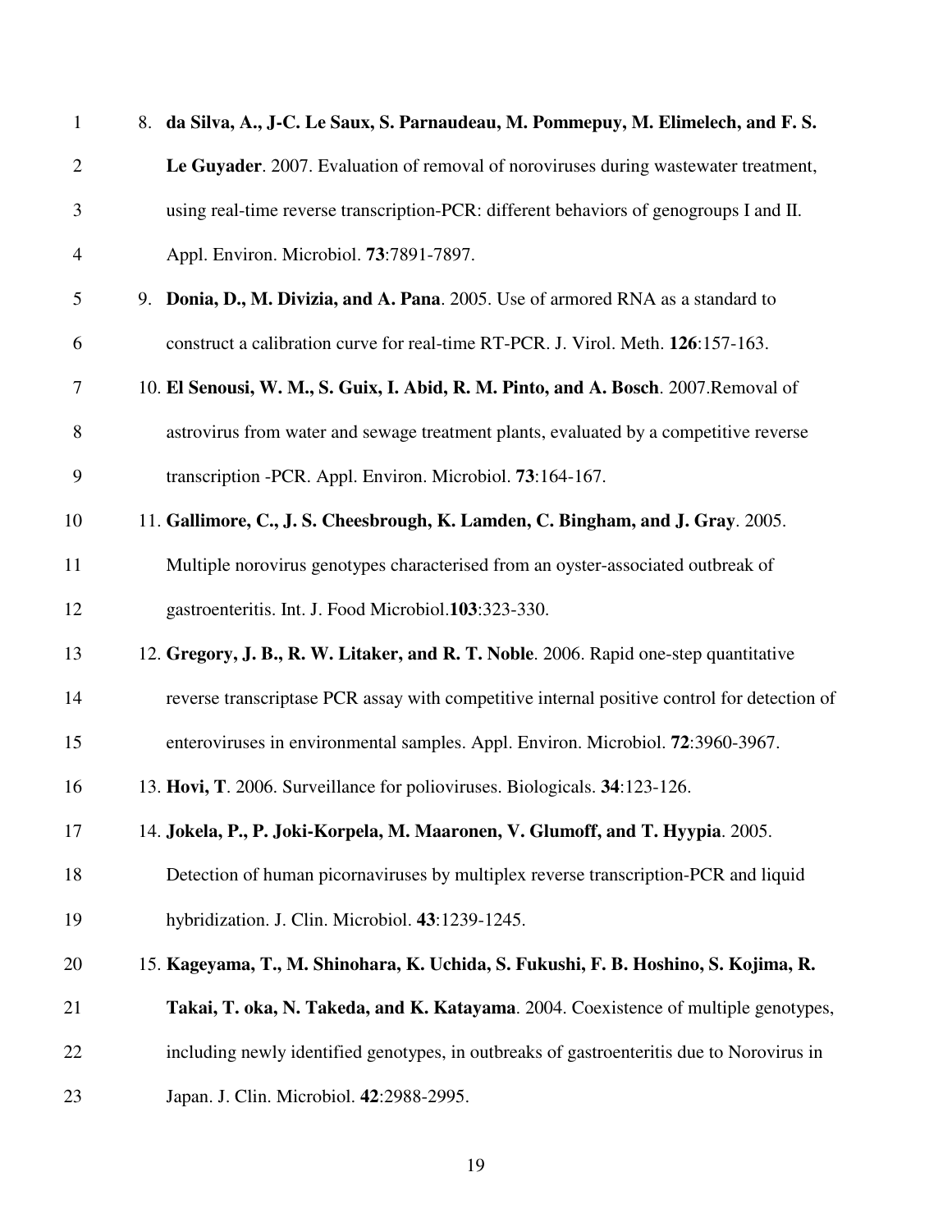8. **da Silva, A., J-C. Le Saux, S. Parnaudeau, M. Pommepuy, M. Elimelech, and F. S. Le Guyader**. 2007. Evaluation of removal of noroviruses during wastewater treatment, using real-time reverse transcription-PCR: different behaviors of genogroups I and II. Appl. Environ. Microbiol. **73**:7891-7897.
9. **Donia, D., M. Divizia, and A. Pana**. 2005. Use of armored RNA as a standard to construct a calibration curve for real-time RT-PCR. J. Virol. Meth. **126**:157-163.
10. **El Senousi, W. M., S. Guix, I. Abid, R. M. Pinto, and A. Bosch**. 2007.Removal of astrovirus from water and sewage treatment plants, evaluated by a competitive reverse transcription -PCR. Appl. Environ. Microbiol. **73**:164-167.
11. **Gallimore, C., J. S. Cheesbrough, K. Lamden, C. Bingham, and J. Gray**. 2005. Multiple norovirus genotypes characterised from an oyster-associated outbreak of gastroenteritis. Int. J. Food Microbiol.**103**:323-330.
12. **Gregory, J. B., R. W. Litaker, and R. T. Noble**. 2006. Rapid one-step quantitative reverse transcriptase PCR assay with competitive internal positive control for detection of enteroviruses in environmental samples. Appl. Environ. Microbiol. **72**:3960-3967.
13. **Hovi, T**. 2006. Surveillance for polioviruses. Biologicals. **34**:123-126.
14. **Jokela, P., P. Joki-Korpela, M. Maaronen, V. Glumoff, and T. Hyypia**. 2005. Detection of human picornaviruses by multiplex reverse transcription-PCR and liquid hybridization. J. Clin. Microbiol. **43**:1239-1245.
15. **Kageyama, T., M. Shinohara, K. Uchida, S. Fukushi, F. B. Hoshino, S. Kojima, R. Takai, T. oka, N. Takeda, and K. Katayama**. 2004. Coexistence of multiple genotypes, including newly identified genotypes, in outbreaks of gastroenteritis due to Norovirus in Japan. J. Clin. Microbiol. **42**:2988-2995.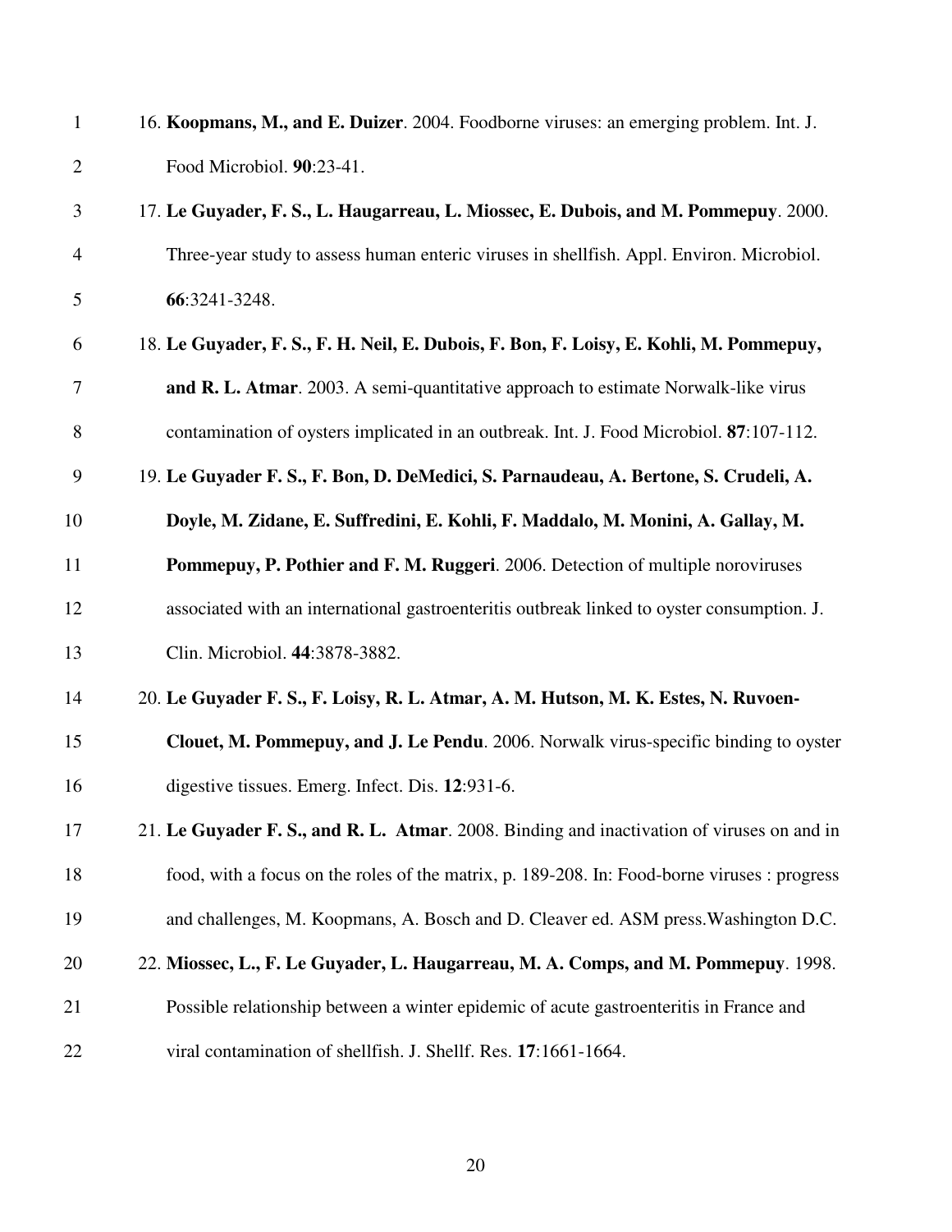16. **Koopmans, M., and E. Duizer**. 2004. Foodborne viruses: an emerging problem. Int. J. Food Microbiol. **90**:23-41.

17. **Le Guyader, F. S., L. Haugarreau, L. Miossec, E. Dubois, and M. Pommepuy**. 2000. Three-year study to assess human enteric viruses in shellfish. Appl. Environ. Microbiol. **66**:3241-3248.

18. **Le Guyader, F. S., F. H. Neil, E. Dubois, F. Bon, F. Loisy, E. Kohli, M. Pommepuy, and R. L. Atmar**. 2003. A semi-quantitative approach to estimate Norwalk-like virus contamination of oysters implicated in an outbreak. Int. J. Food Microbiol. **87**:107-112.

19. **Le Guyader F. S., F. Bon, D. DeMedici, S. Parnaudeau, A. Bertone, S. Crudeli, A. Doyle, M. Zidane, E. Suffredini, E. Kohli, F. Maddalo, M. Monini, A. Gallay, M. Pommepuy, P. Pothier and F. M. Ruggeri**. 2006. Detection of multiple noroviruses associated with an international gastroenteritis outbreak linked to oyster consumption. J. Clin. Microbiol. **44**:3878-3882.

20. **Le Guyader F. S., F. Loisy, R. L. Atmar, A. M. Hutson, M. K. Estes, N. Ruvoen-Clouet, M. Pommepuy, and J. Le Pendu**. 2006. Norwalk virus-specific binding to oyster digestive tissues. Emerg. Infect. Dis. **12**:931-6.

21. **Le Guyader F. S., and R. L. Atmar**. 2008. Binding and inactivation of viruses on and in food, with a focus on the roles of the matrix, p. 189-208. In: Food-borne viruses : progress and challenges, M. Koopmans, A. Bosch and D. Cleaver ed. ASM press.Washington D.C.

22. **Miossec, L., F. Le Guyader, L. Haugarreau, M. A. Comps, and M. Pommepuy**. 1998. Possible relationship between a winter epidemic of acute gastroenteritis in France and viral contamination of shellfish. J. Shellf. Res. **17**:1661-1664.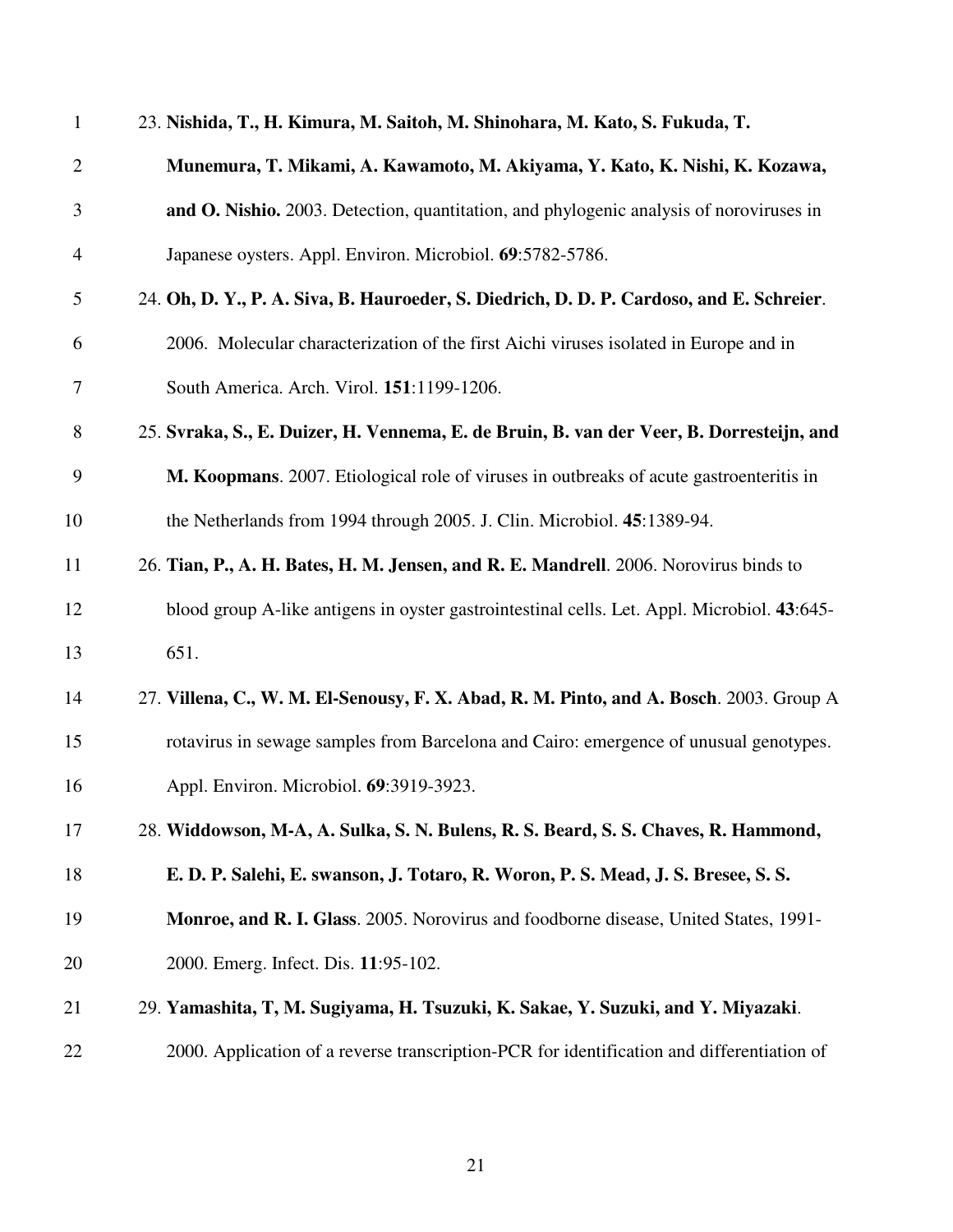23. **Nishida, T., H. Kimura, M. Saitoh, M. Shinohara, M. Kato, S. Fukuda, T. Munemura, T. Mikami, A. Kawamoto, M. Akiyama, Y. Kato, K. Nishi, K. Kozawa, and O. Nishio.** 2003. Detection, quantitation, and phylogenic analysis of noroviruses in Japanese oysters. Appl. Environ. Microbiol. **69**:5782-5786.

24. **Oh, D. Y., P. A. Siva, B. Hauroeder, S. Diedrich, D. D. P. Cardoso, and E. Schreier**. 2006. Molecular characterization of the first Aichi viruses isolated in Europe and in South America. Arch. Virol. **151**:1199-1206.

25. **Svraka, S., E. Duizer, H. Vennema, E. de Bruin, B. van der Veer, B. Dorresteijn, and M. Koopmans**. 2007. Etiological role of viruses in outbreaks of acute gastroenteritis in the Netherlands from 1994 through 2005. J. Clin. Microbiol. **45**:1389-94.

26. **Tian, P., A. H. Bates, H. M. Jensen, and R. E. Mandrell**. 2006. Norovirus binds to blood group A-like antigens in oyster gastrointestinal cells. Let. Appl. Microbiol. **43**:645-651.

27. **Villena, C., W. M. El-Senousy, F. X. Abad, R. M. Pinto, and A. Bosch**. 2003. Group A rotavirus in sewage samples from Barcelona and Cairo: emergence of unusual genotypes. Appl. Environ. Microbiol. **69**:3919-3923.

28. **Widdowson, M-A, A. Sulka, S. N. Bulens, R. S. Beard, S. S. Chaves, R. Hammond, E. D. P. Salehi, E. swanson, J. Totaro, R. Woron, P. S. Mead, J. S. Bresee, S. S. Monroe, and R. I. Glass**. 2005. Norovirus and foodborne disease, United States, 1991-2000. Emerg. Infect. Dis. **11**:95-102.

29. **Yamashita, T, M. Sugiyama, H. Tsuzuki, K. Sakae, Y. Suzuki, and Y. Miyazaki**. 2000. Application of a reverse transcription-PCR for identification and differentiation of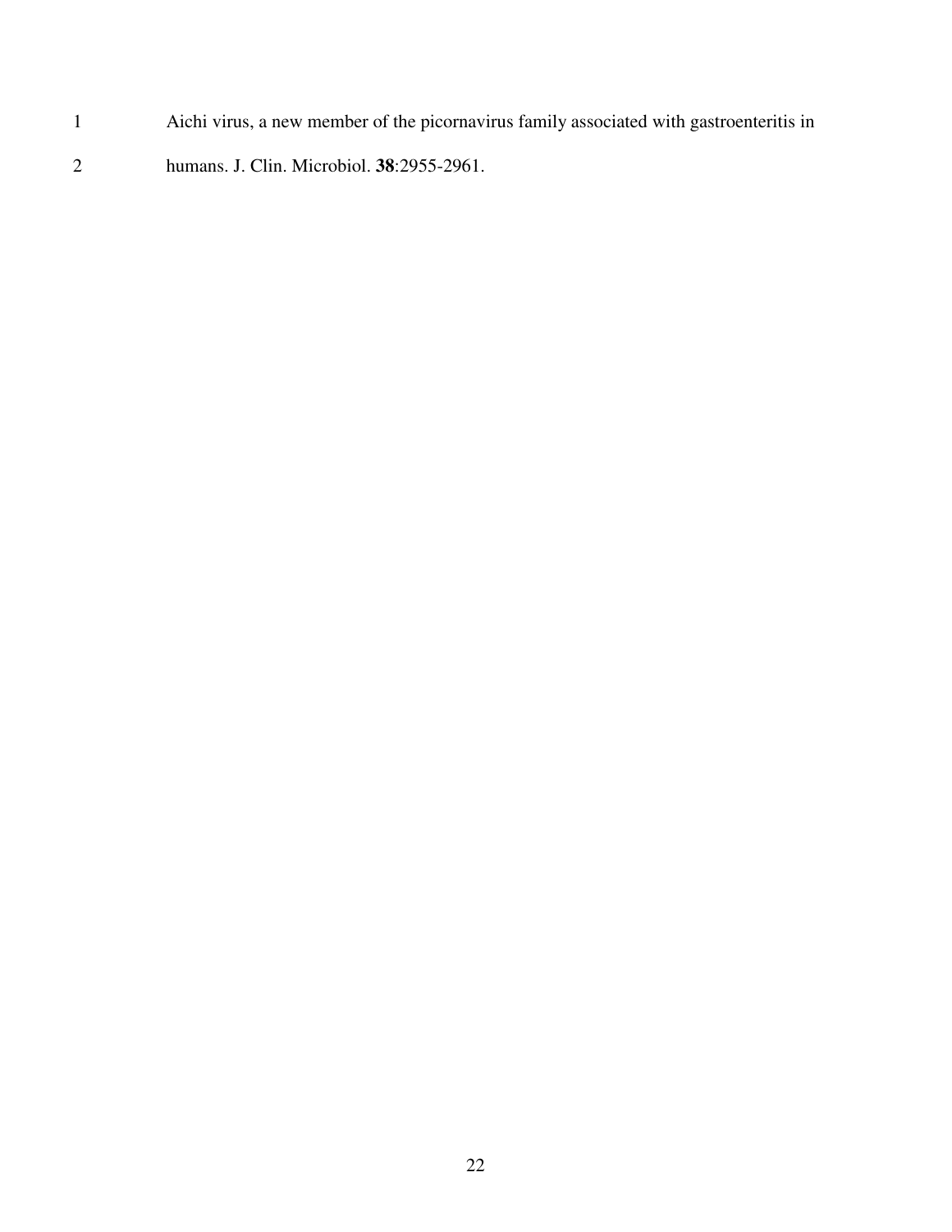Aichi virus, a new member of the picornavirus family associated with gastroenteritis in humans. J. Clin. Microbiol. **38**:2955-2961.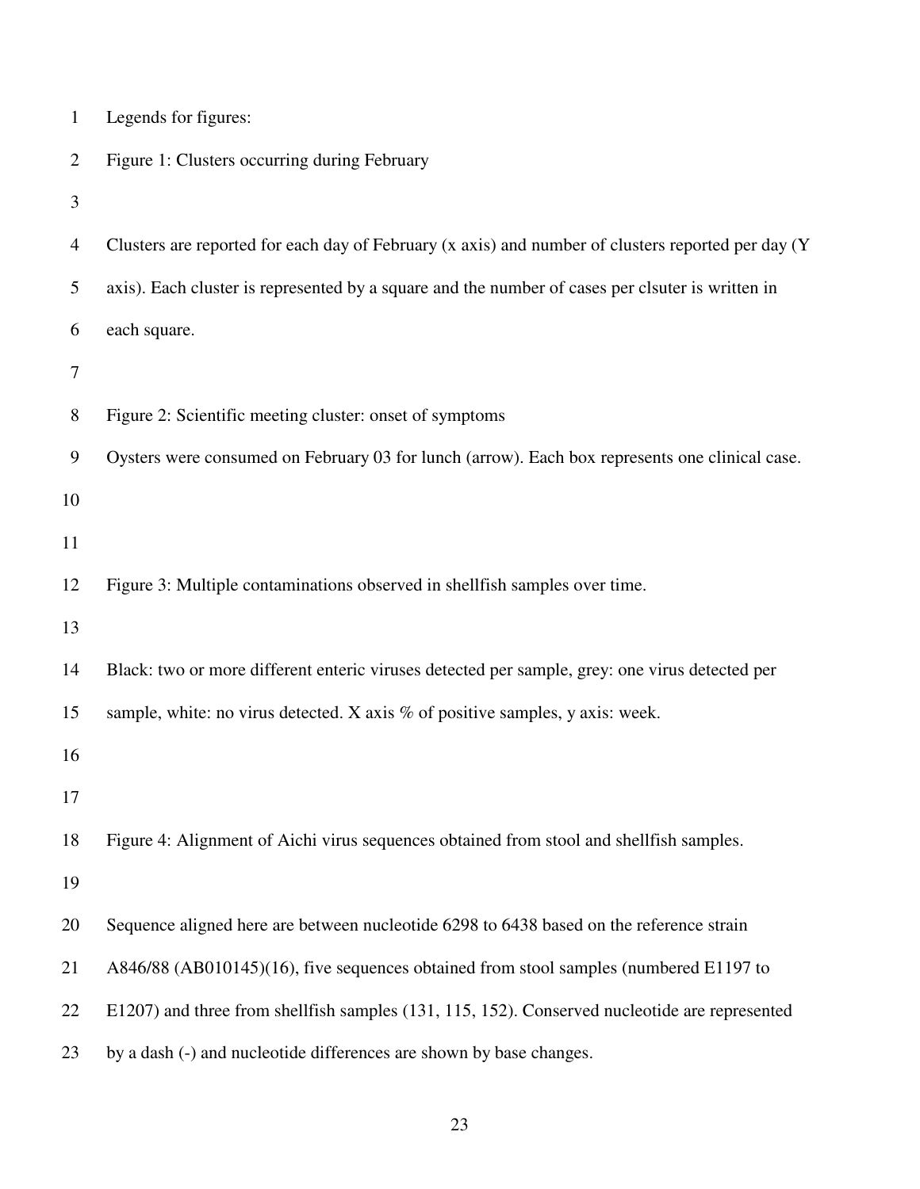Legends for figures:

Figure 1: Clusters occurring during February

Clusters are reported for each day of February (x axis) and number of clusters reported per day (Y axis). Each cluster is represented by a square and the number of cases per clsuter is written in each square.

Figure 2: Scientific meeting cluster: onset of symptoms

Oysters were consumed on February 03 for lunch (arrow). Each box represents one clinical case.

Figure 3: Multiple contaminations observed in shellfish samples over time.

Black: two or more different enteric viruses detected per sample, grey: one virus detected per sample, white: no virus detected. X axis % of positive samples, y axis: week.

Figure 4: Alignment of Aichi virus sequences obtained from stool and shellfish samples.

Sequence aligned here are between nucleotide 6298 to 6438 based on the reference strain A846/88 (AB010145)(16), five sequences obtained from stool samples (numbered E1197 to E1207) and three from shellfish samples (131, 115, 152). Conserved nucleotide are represented by a dash (-) and nucleotide differences are shown by base changes.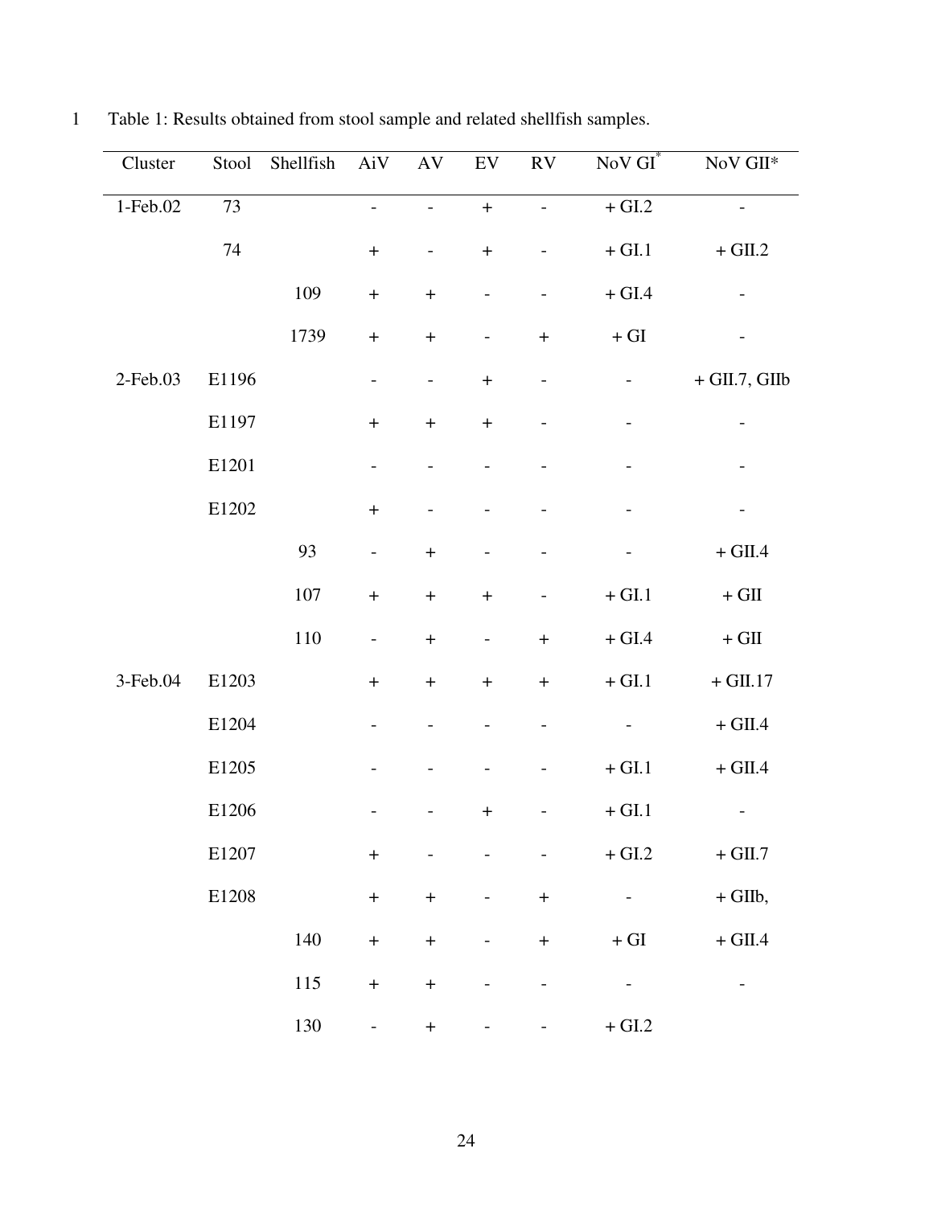Table 1: Results obtained from stool sample and related shellfish samples.

| Cluster | Stool | Shellfish | AiV | AV | EV | RV | NoV GI* | NoV GII* |
|---|---|---|---|---|---|---|---|---|
| 1-Feb.02 | 73 | | - | - | + | - | + GI.2 | - |
| | 74 | | + | - | + | - | + GI.1 | + GII.2 |
| | | 109 | + | + | - | - | + GI.4 | - |
| | | 1739 | + | + | - | + | + GI | - |
| 2-Feb.03 | E1196 | | - | - | + | - | - | + GII.7, GIIb |
| | E1197 | | + | + | + | - | - | - |
| | E1201 | | - | - | - | - | - | - |
| | E1202 | | + | - | - | - | - | - |
| | | 93 | - | + | - | - | - | + GII.4 |
| | | 107 | + | + | + | - | + GI.1 | + GII |
| | | 110 | - | + | - | + | + GI.4 | + GII |
| 3-Feb.04 | E1203 | | + | + | + | + | + GI.1 | + GII.17 |
| | E1204 | | - | - | - | - | - | + GII.4 |
| | E1205 | | - | - | - | - | + GI.1 | + GII.4 |
| | E1206 | | - | - | + | - | + GI.1 | - |
| | E1207 | | + | - | - | - | + GI.2 | + GII.7 |
| | E1208 | | + | + | - | + | - | + GIIb, |
| | | 140 | + | + | - | + | + GI | + GII.4 |
| | | 115 | + | + | - | - | - | - |
| | | 130 | - | + | - | - | + GI.2 | |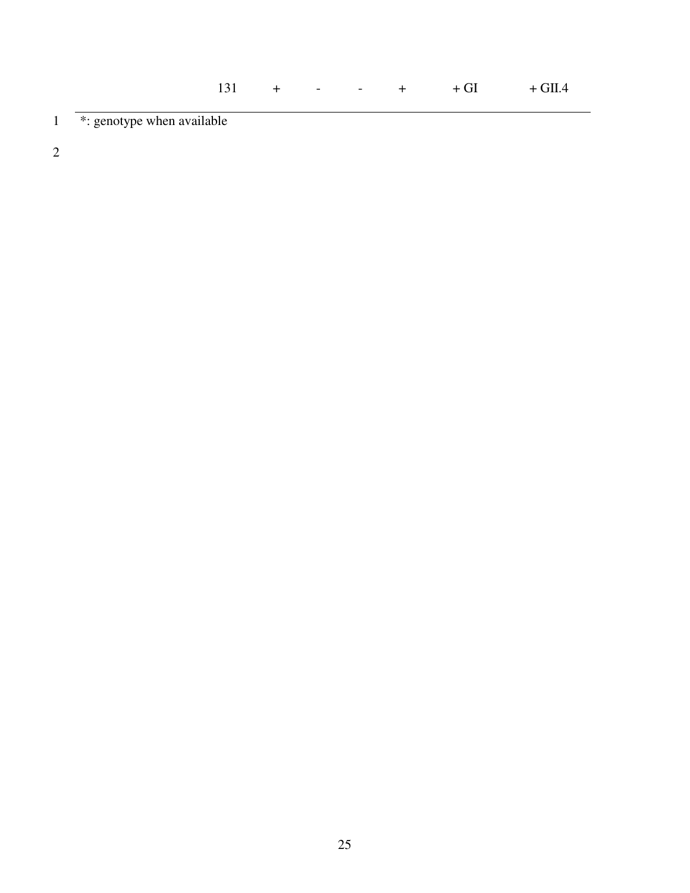| | | | | | |
|---|---|---|---|---|---|
| 131 | + | - | - | + | + GI | + GII.4 |

*: genotype when available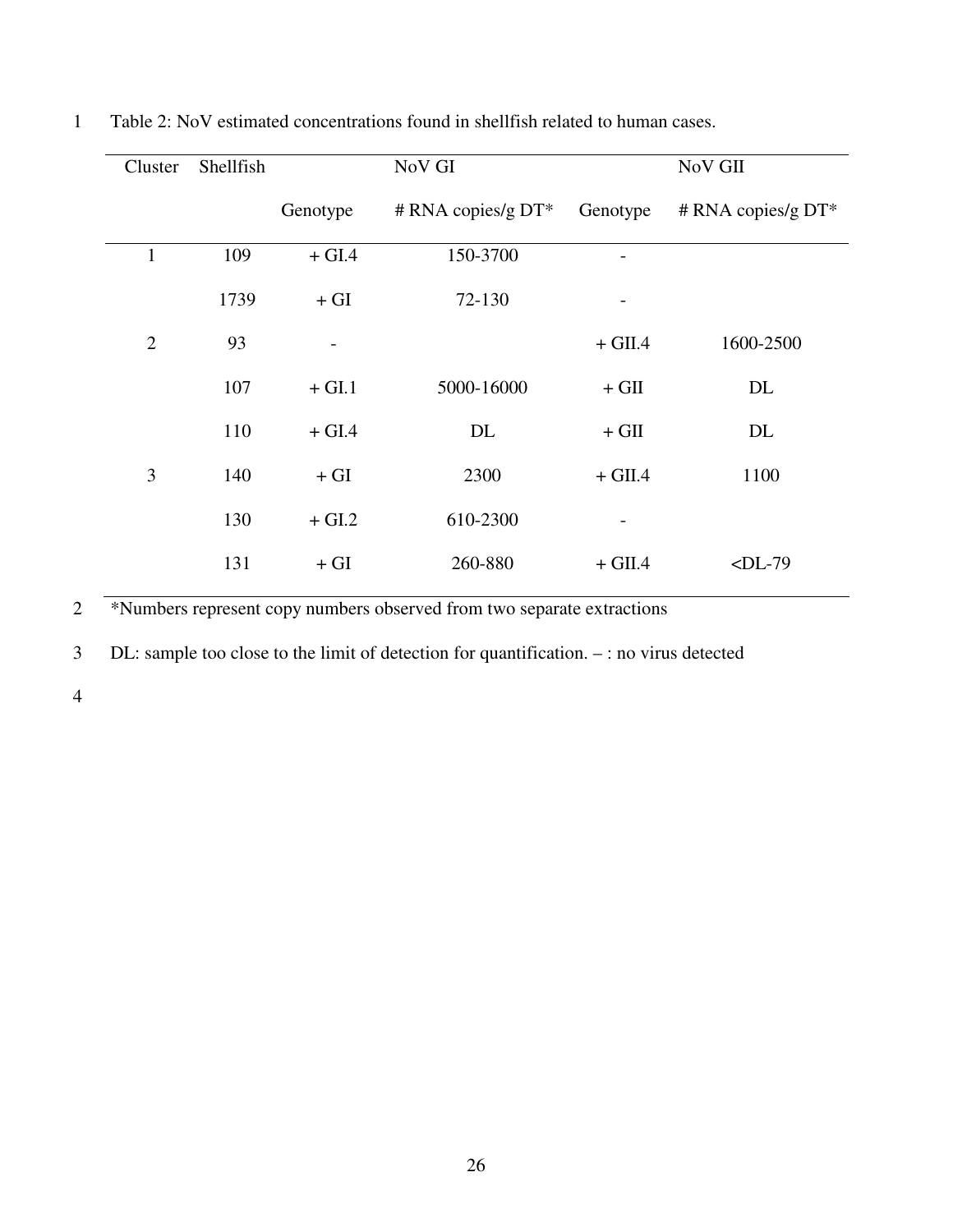Table 2: NoV estimated concentrations found in shellfish related to human cases.

| Cluster | Shellfish | NoV GI | | NoV GII | |
|---|---|---|---|---|---|
| | | Genotype | # RNA copies/g DT* | Genotype | # RNA copies/g DT* |
| 1 | 109 | + GI.4 | 150-3700 | - | |
| | 1739 | + GI | 72-130 | - | |
| 2 | 93 | - | | + GII.4 | 1600-2500 |
| | 107 | + GI.1 | 5000-16000 | + GII | DL |
| | 110 | + GI.4 | DL | + GII | DL |
| 3 | 140 | + GI | 2300 | + GII.4 | 1100 |
| | 130 | + GI.2 | 610-2300 | - | |
| | 131 | + GI | 260-880 | + GII.4 | <DL-79 |

*Numbers represent copy numbers observed from two separate extractions

DL: sample too close to the limit of detection for quantification. – : no virus detected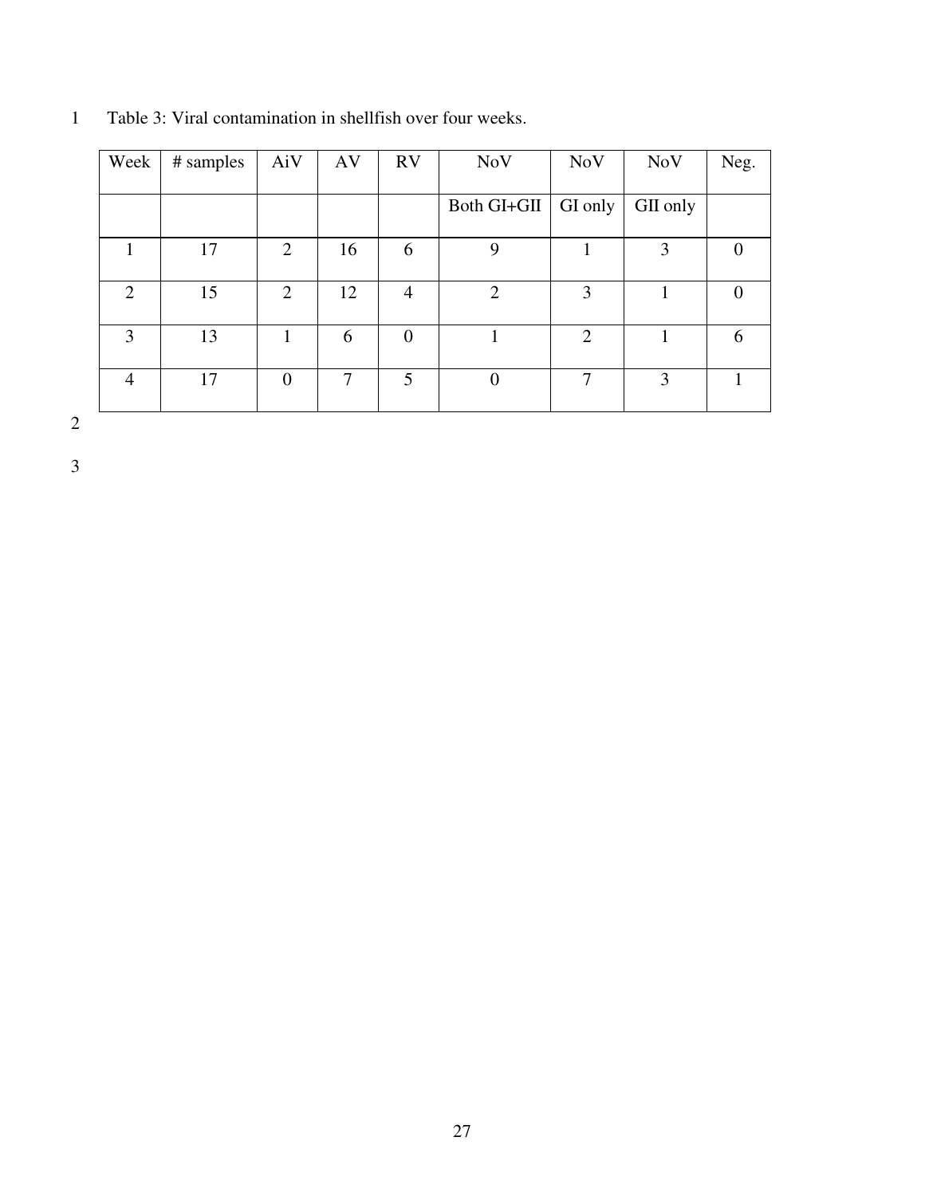Table 3: Viral contamination in shellfish over four weeks.

| Week | # samples | AiV | AV | RV | NoV | NoV | NoV | Neg. |
|---|---|---|---|---|---|---|---|---|
| | | | | | Both GI+GII | GI only | GII only | |
| 1 | 17 | 2 | 16 | 6 | 9 | 1 | 3 | 0 |
| 2 | 15 | 2 | 12 | 4 | 2 | 3 | 1 | 0 |
| 3 | 13 | 1 | 6 | 0 | 1 | 2 | 1 | 6 |
| 4 | 17 | 0 | 7 | 5 | 0 | 7 | 3 | 1 |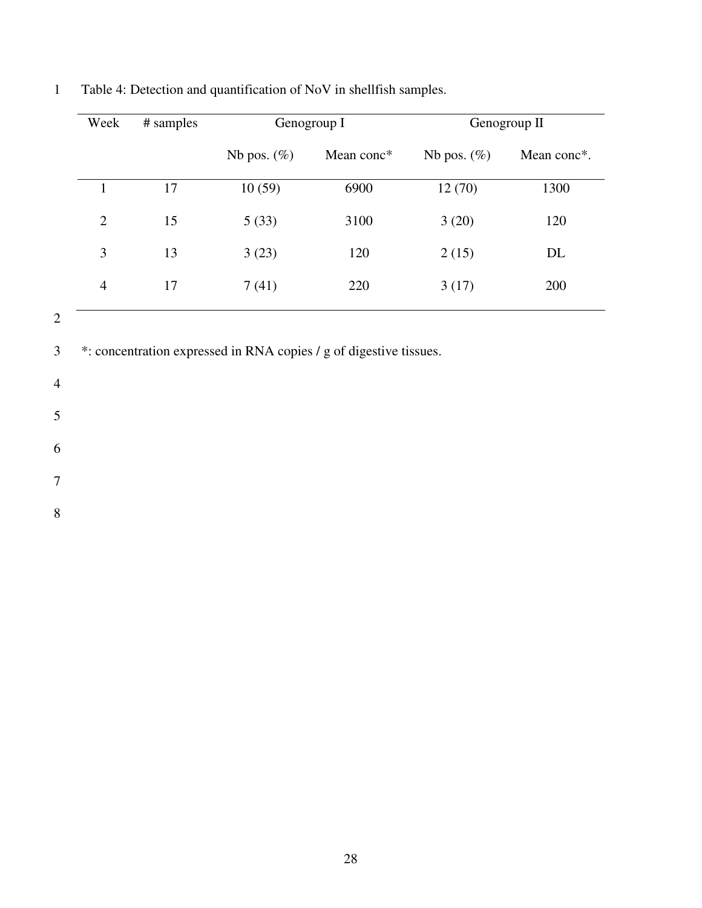Table 4: Detection and quantification of NoV in shellfish samples.

| Week | # samples | Genogroup I | | Genogroup II | |
|---|---|---|---|---|---|
| | | Nb pos. (%) | Mean conc* | Nb pos. (%) | Mean conc*. |
| 1 | 17 | 10 (59) | 6900 | 12 (70) | 1300 |
| 2 | 15 | 5 (33) | 3100 | 3 (20) | 120 |
| 3 | 13 | 3 (23) | 120 | 2 (15) | DL |
| 4 | 17 | 7 (41) | 220 | 3 (17) | 200 |

*: concentration expressed in RNA copies / g of digestive tissues.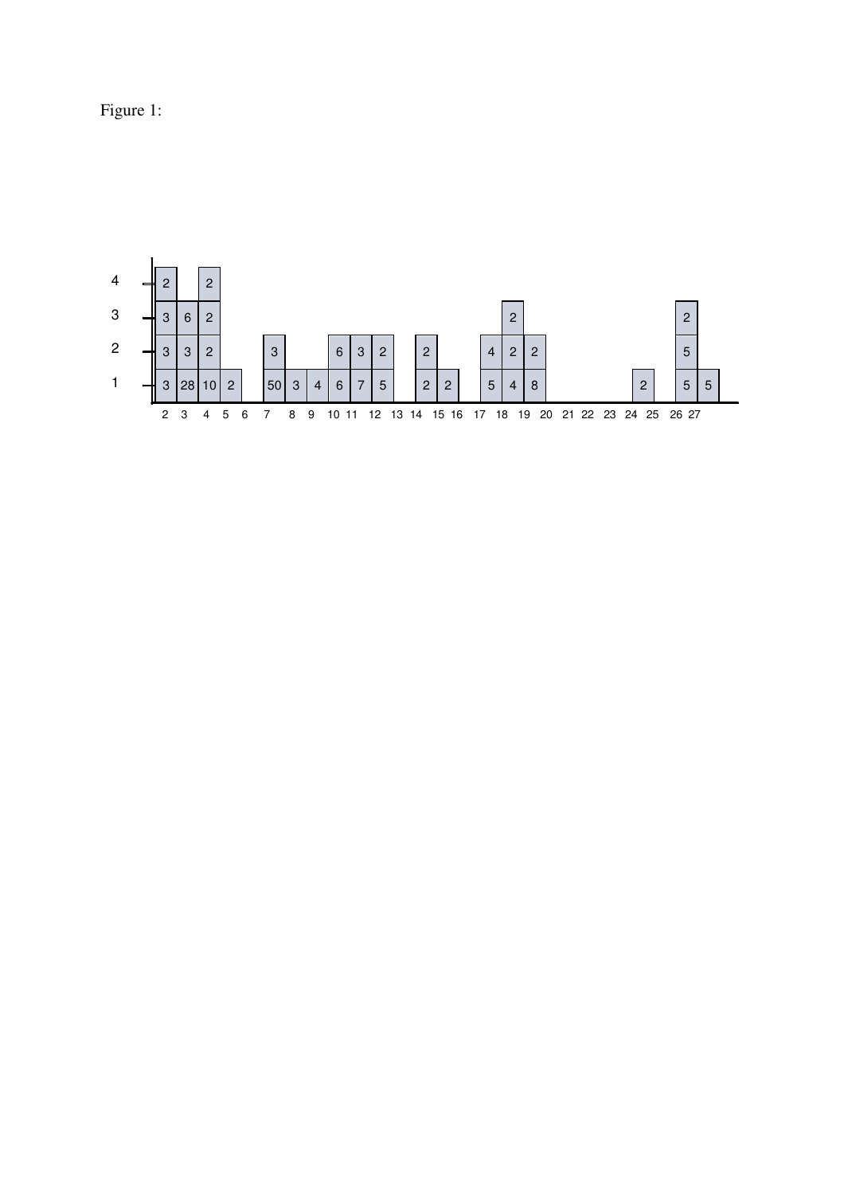Figure 1: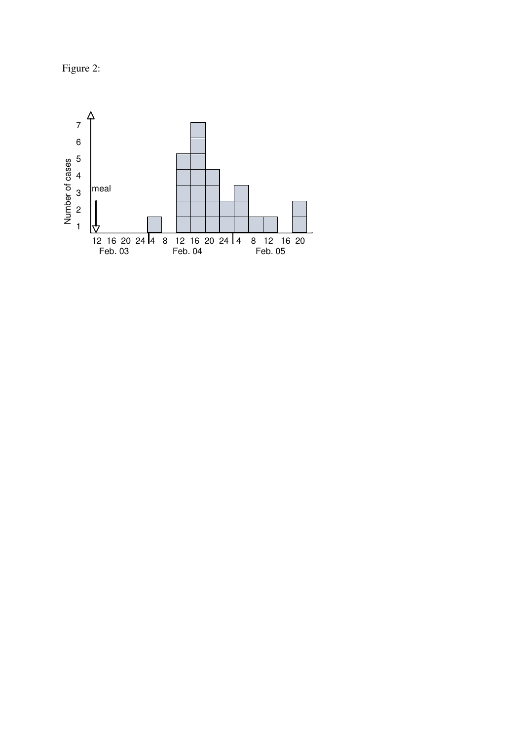Figure 2: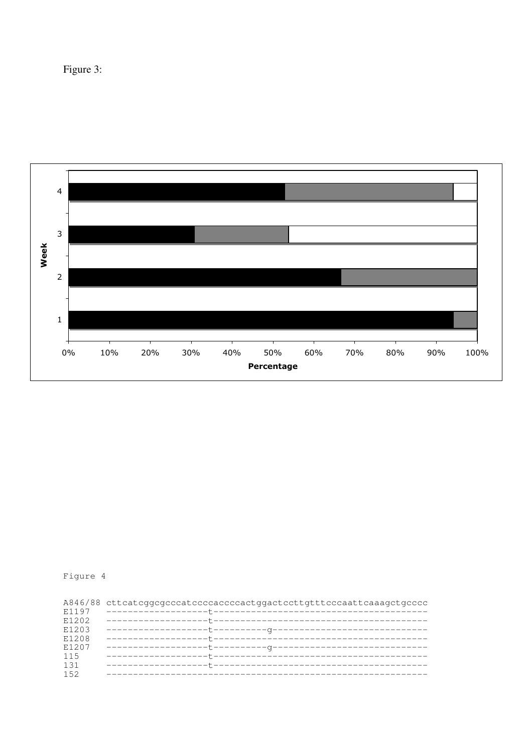Figure 3:

Figure 4

```
A846/88 cttcatcggcgcccatccccaccccactggactccttgtttcccaattcaaagctgcccc
E1197   ------------------t-----------------------------------------
E1202   ------------------t-----------------------------------------
E1203   ------------------t----------g------------------------------
E1208   ------------------t-----------------------------------------
E1207   ------------------t----------g------------------------------
115     ------------------t-----------------------------------------
131     ------------------t-----------------------------------------
152     ------------------------------------------------------------
```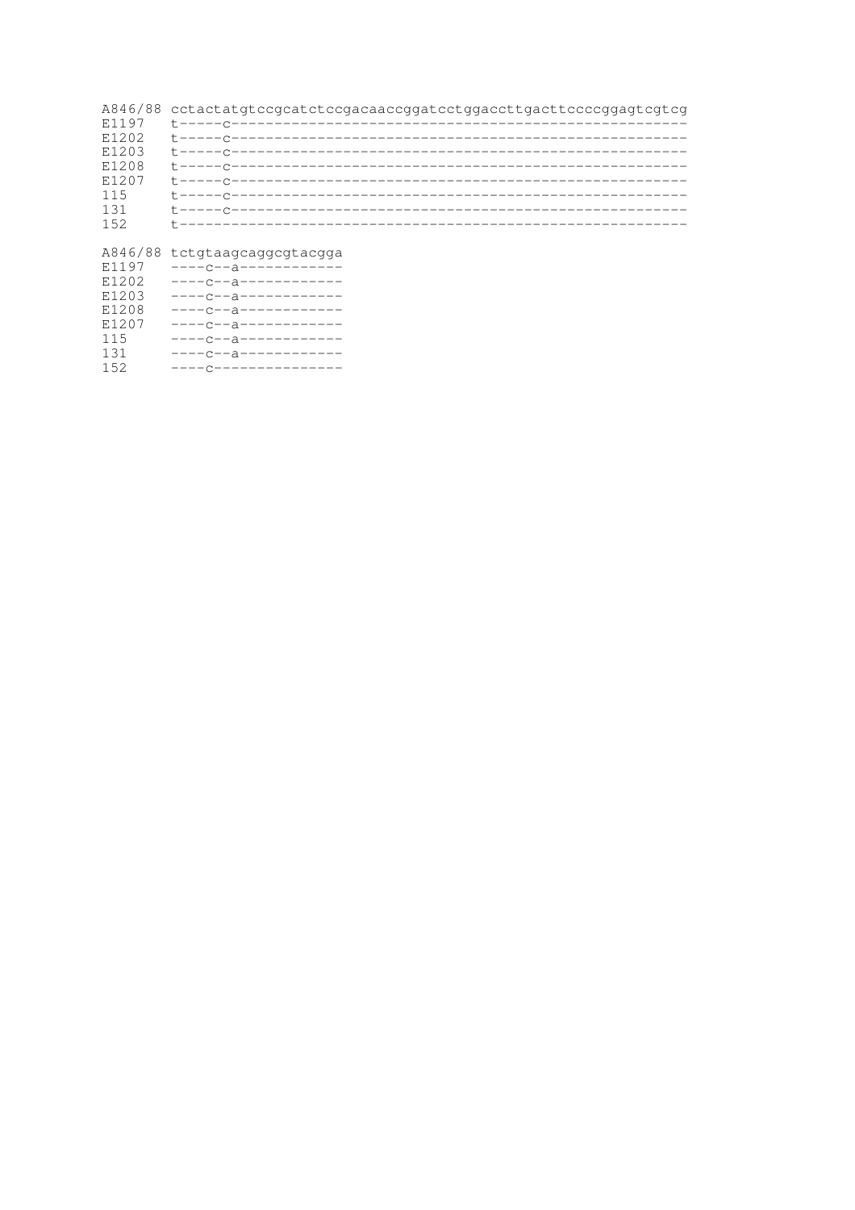```
A846/88 cctactatgtccgcatctccgacaaccggatcctggaccttgacttccccggagtcgtcg
E1197   t-----c-----------------------------------------------------
E1202   t-----c-----------------------------------------------------
E1203   t-----c-----------------------------------------------------
E1208   t-----c-----------------------------------------------------
E1207   t-----c-----------------------------------------------------
115     t-----c-----------------------------------------------------
131     t-----c-----------------------------------------------------
152     t-----------------------------------------------------------

A846/88 tctgtaagcaggcgtacgga
E1197   ----c--a------------
E1202   ----c--a------------
E1203   ----c--a------------
E1208   ----c--a------------
E1207   ----c--a------------
115     ----c--a------------
131     ----c--a------------
152     ----c---------------
```